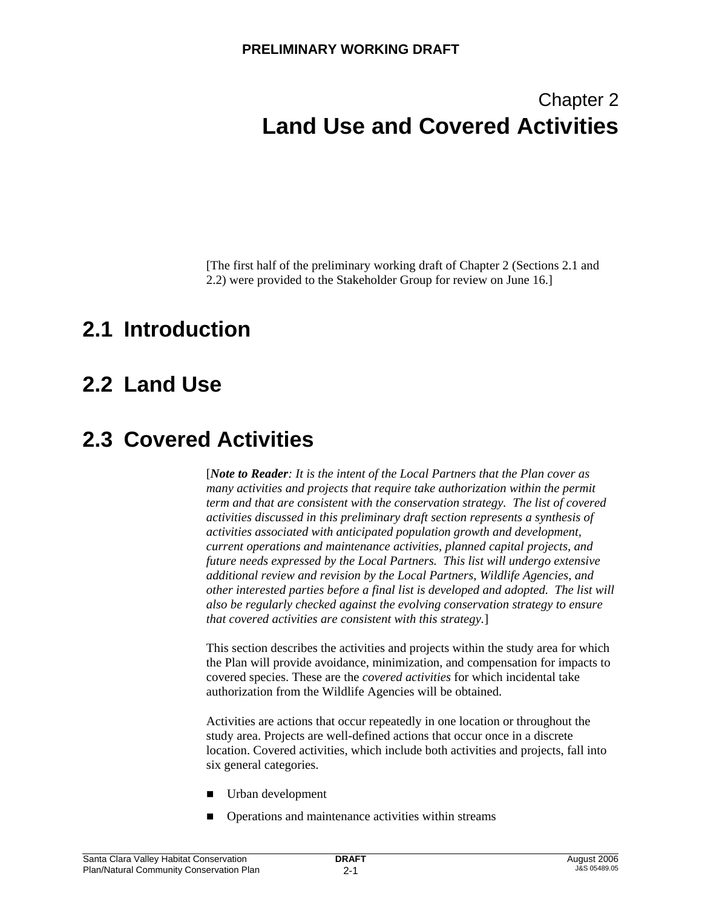PRELIMINARY WORKING DRAFT

# Chapter 2
# Land Use and Covered Activities

[The first half of the preliminary working draft of Chapter 2 (Sections 2.1 and 2.2) were provided to the Stakeholder Group for review on June 16.]

## 2.1 Introduction

## 2.2 Land Use

## 2.3 Covered Activities

[***Note to Reader****: It is the intent of the Local Partners that the Plan cover as many activities and projects that require take authorization within the permit term and that are consistent with the conservation strategy. The list of covered activities discussed in this preliminary draft section represents a synthesis of activities associated with anticipated population growth and development, current operations and maintenance activities, planned capital projects, and future needs expressed by the Local Partners. This list will undergo extensive additional review and revision by the Local Partners, Wildlife Agencies, and other interested parties before a final list is developed and adopted. The list will also be regularly checked against the evolving conservation strategy to ensure that covered activities are consistent with this strategy.*]

This section describes the activities and projects within the study area for which the Plan will provide avoidance, minimization, and compensation for impacts to covered species. These are the *covered activities* for which incidental take authorization from the Wildlife Agencies will be obtained.

Activities are actions that occur repeatedly in one location or throughout the study area. Projects are well-defined actions that occur once in a discrete location. Covered activities, which include both activities and projects, fall into six general categories.

- Urban development
- Operations and maintenance activities within streams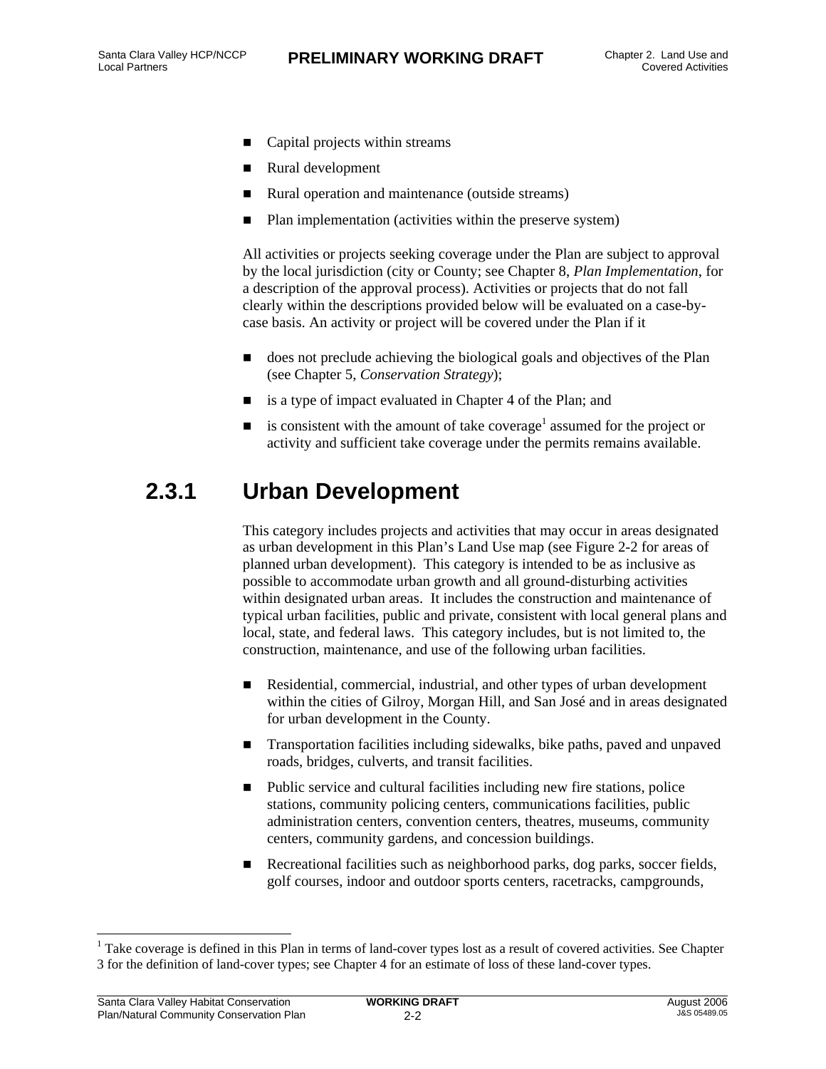- Capital projects within streams
- Rural development
- Rural operation and maintenance (outside streams)
- Plan implementation (activities within the preserve system)

All activities or projects seeking coverage under the Plan are subject to approval by the local jurisdiction (city or County; see Chapter 8, *Plan Implementation*, for a description of the approval process). Activities or projects that do not fall clearly within the descriptions provided below will be evaluated on a case-by-case basis. An activity or project will be covered under the Plan if it

- does not preclude achieving the biological goals and objectives of the Plan (see Chapter 5, *Conservation Strategy*);
- is a type of impact evaluated in Chapter 4 of the Plan; and
- is consistent with the amount of take coverage[1] assumed for the project or activity and sufficient take coverage under the permits remains available.

## 2.3.1 Urban Development

This category includes projects and activities that may occur in areas designated as urban development in this Plan's Land Use map (see Figure 2-2 for areas of planned urban development). This category is intended to be as inclusive as possible to accommodate urban growth and all ground-disturbing activities within designated urban areas. It includes the construction and maintenance of typical urban facilities, public and private, consistent with local general plans and local, state, and federal laws. This category includes, but is not limited to, the construction, maintenance, and use of the following urban facilities.

- Residential, commercial, industrial, and other types of urban development within the cities of Gilroy, Morgan Hill, and San José and in areas designated for urban development in the County.
- Transportation facilities including sidewalks, bike paths, paved and unpaved roads, bridges, culverts, and transit facilities.
- Public service and cultural facilities including new fire stations, police stations, community policing centers, communications facilities, public administration centers, convention centers, theatres, museums, community centers, community gardens, and concession buildings.
- Recreational facilities such as neighborhood parks, dog parks, soccer fields, golf courses, indoor and outdoor sports centers, racetracks, campgrounds,

[1] Take coverage is defined in this Plan in terms of land-cover types lost as a result of covered activities. See Chapter 3 for the definition of land-cover types; see Chapter 4 for an estimate of loss of these land-cover types.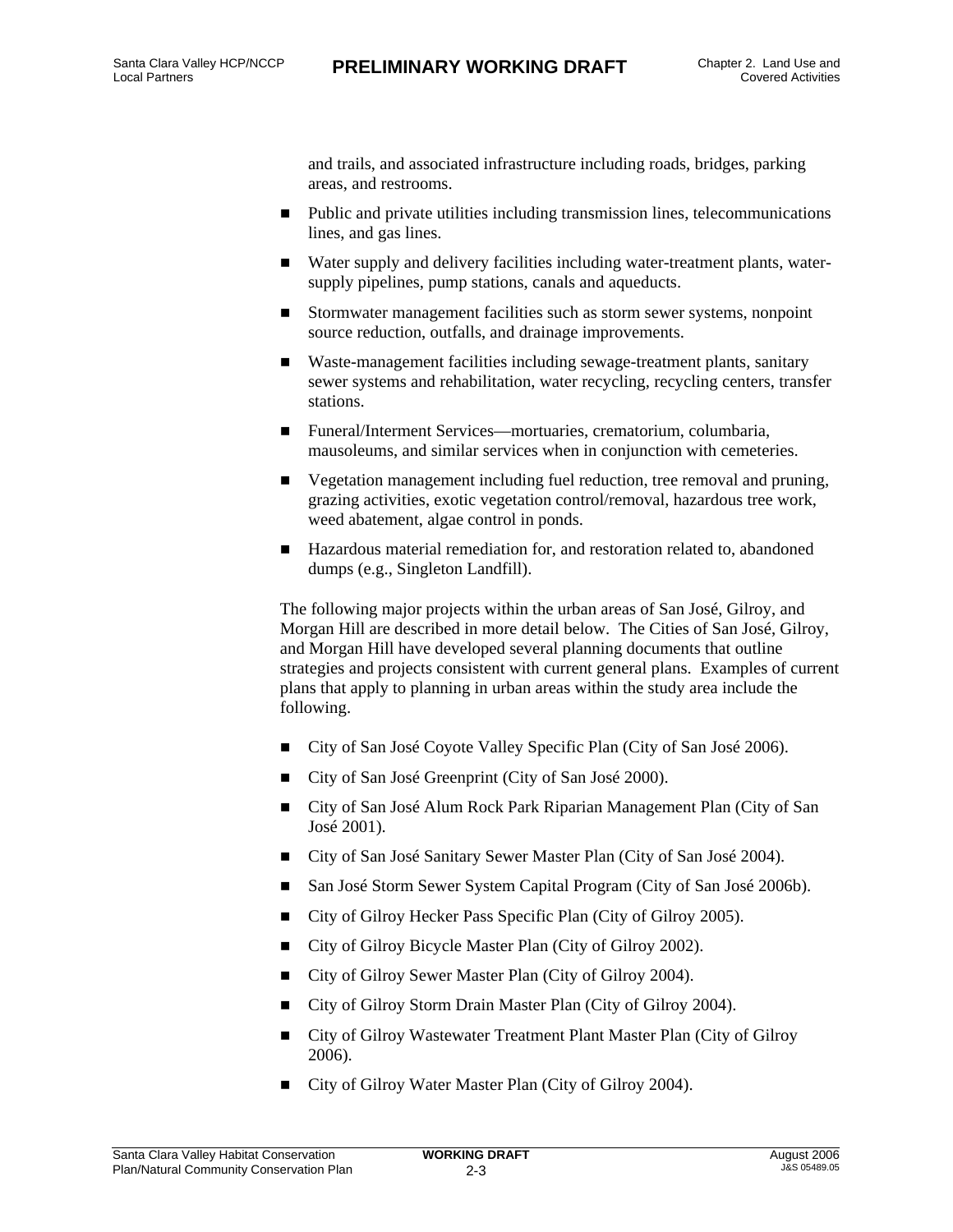and trails, and associated infrastructure including roads, bridges, parking areas, and restrooms.

- Public and private utilities including transmission lines, telecommunications lines, and gas lines.
- Water supply and delivery facilities including water-treatment plants, water-supply pipelines, pump stations, canals and aqueducts.
- Stormwater management facilities such as storm sewer systems, nonpoint source reduction, outfalls, and drainage improvements.
- Waste-management facilities including sewage-treatment plants, sanitary sewer systems and rehabilitation, water recycling, recycling centers, transfer stations.
- Funeral/Interment Services—mortuaries, crematorium, columbaria, mausoleums, and similar services when in conjunction with cemeteries.
- Vegetation management including fuel reduction, tree removal and pruning, grazing activities, exotic vegetation control/removal, hazardous tree work, weed abatement, algae control in ponds.
- Hazardous material remediation for, and restoration related to, abandoned dumps (e.g., Singleton Landfill).

The following major projects within the urban areas of San José, Gilroy, and Morgan Hill are described in more detail below. The Cities of San José, Gilroy, and Morgan Hill have developed several planning documents that outline strategies and projects consistent with current general plans. Examples of current plans that apply to planning in urban areas within the study area include the following.

- City of San José Coyote Valley Specific Plan (City of San José 2006).
- City of San José Greenprint (City of San José 2000).
- City of San José Alum Rock Park Riparian Management Plan (City of San José 2001).
- City of San José Sanitary Sewer Master Plan (City of San José 2004).
- San José Storm Sewer System Capital Program (City of San José 2006b).
- City of Gilroy Hecker Pass Specific Plan (City of Gilroy 2005).
- City of Gilroy Bicycle Master Plan (City of Gilroy 2002).
- City of Gilroy Sewer Master Plan (City of Gilroy 2004).
- City of Gilroy Storm Drain Master Plan (City of Gilroy 2004).
- City of Gilroy Wastewater Treatment Plant Master Plan (City of Gilroy 2006).
- City of Gilroy Water Master Plan (City of Gilroy 2004).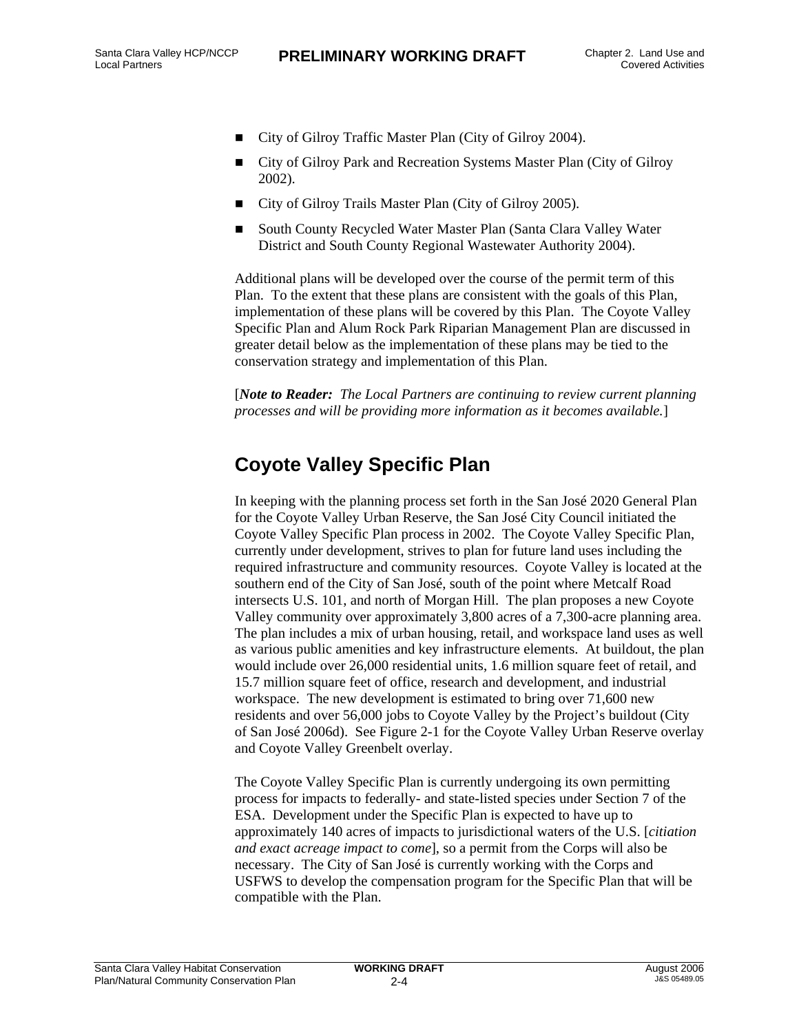- City of Gilroy Traffic Master Plan (City of Gilroy 2004).
- City of Gilroy Park and Recreation Systems Master Plan (City of Gilroy 2002).
- City of Gilroy Trails Master Plan (City of Gilroy 2005).
- South County Recycled Water Master Plan (Santa Clara Valley Water District and South County Regional Wastewater Authority 2004).

Additional plans will be developed over the course of the permit term of this Plan. To the extent that these plans are consistent with the goals of this Plan, implementation of these plans will be covered by this Plan. The Coyote Valley Specific Plan and Alum Rock Park Riparian Management Plan are discussed in greater detail below as the implementation of these plans may be tied to the conservation strategy and implementation of this Plan.

[***Note to Reader:*** *The Local Partners are continuing to review current planning processes and will be providing more information as it becomes available.*]

## Coyote Valley Specific Plan

In keeping with the planning process set forth in the San José 2020 General Plan for the Coyote Valley Urban Reserve, the San José City Council initiated the Coyote Valley Specific Plan process in 2002. The Coyote Valley Specific Plan, currently under development, strives to plan for future land uses including the required infrastructure and community resources. Coyote Valley is located at the southern end of the City of San José, south of the point where Metcalf Road intersects U.S. 101, and north of Morgan Hill. The plan proposes a new Coyote Valley community over approximately 3,800 acres of a 7,300-acre planning area. The plan includes a mix of urban housing, retail, and workspace land uses as well as various public amenities and key infrastructure elements. At buildout, the plan would include over 26,000 residential units, 1.6 million square feet of retail, and 15.7 million square feet of office, research and development, and industrial workspace. The new development is estimated to bring over 71,600 new residents and over 56,000 jobs to Coyote Valley by the Project's buildout (City of San José 2006d). See Figure 2-1 for the Coyote Valley Urban Reserve overlay and Coyote Valley Greenbelt overlay.

The Coyote Valley Specific Plan is currently undergoing its own permitting process for impacts to federally- and state-listed species under Section 7 of the ESA. Development under the Specific Plan is expected to have up to approximately 140 acres of impacts to jurisdictional waters of the U.S. [*citiation and exact acreage impact to come*], so a permit from the Corps will also be necessary. The City of San José is currently working with the Corps and USFWS to develop the compensation program for the Specific Plan that will be compatible with the Plan.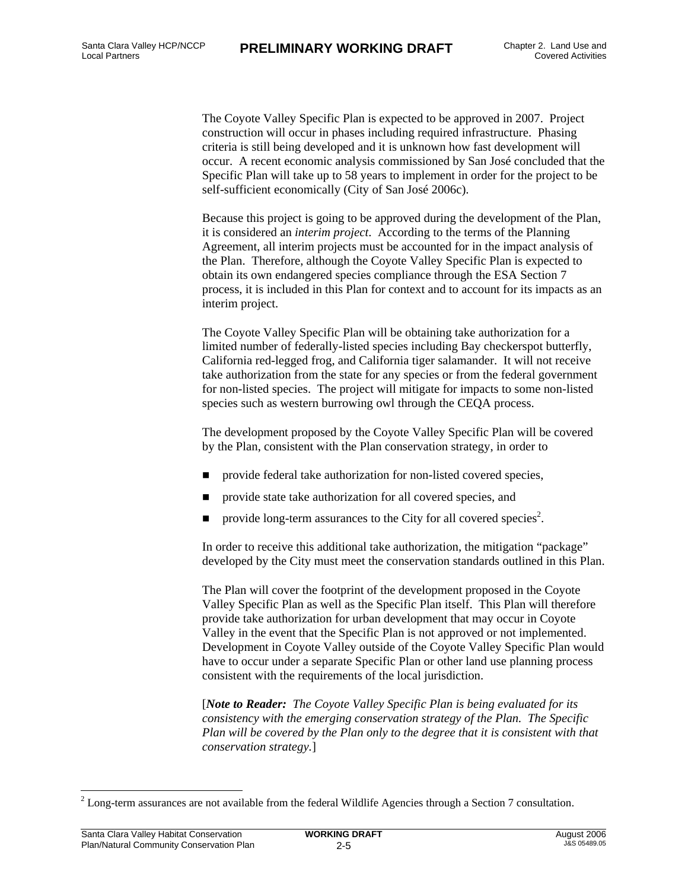The Coyote Valley Specific Plan is expected to be approved in 2007. Project construction will occur in phases including required infrastructure. Phasing criteria is still being developed and it is unknown how fast development will occur. A recent economic analysis commissioned by San José concluded that the Specific Plan will take up to 58 years to implement in order for the project to be self-sufficient economically (City of San José 2006c).

Because this project is going to be approved during the development of the Plan, it is considered an *interim project*. According to the terms of the Planning Agreement, all interim projects must be accounted for in the impact analysis of the Plan. Therefore, although the Coyote Valley Specific Plan is expected to obtain its own endangered species compliance through the ESA Section 7 process, it is included in this Plan for context and to account for its impacts as an interim project.

The Coyote Valley Specific Plan will be obtaining take authorization for a limited number of federally-listed species including Bay checkerspot butterfly, California red-legged frog, and California tiger salamander. It will not receive take authorization from the state for any species or from the federal government for non-listed species. The project will mitigate for impacts to some non-listed species such as western burrowing owl through the CEQA process.

The development proposed by the Coyote Valley Specific Plan will be covered by the Plan, consistent with the Plan conservation strategy, in order to

- provide federal take authorization for non-listed covered species,
- provide state take authorization for all covered species, and
- provide long-term assurances to the City for all covered species[2].

In order to receive this additional take authorization, the mitigation “package” developed by the City must meet the conservation standards outlined in this Plan.

The Plan will cover the footprint of the development proposed in the Coyote Valley Specific Plan as well as the Specific Plan itself. This Plan will therefore provide take authorization for urban development that may occur in Coyote Valley in the event that the Specific Plan is not approved or not implemented. Development in Coyote Valley outside of the Coyote Valley Specific Plan would have to occur under a separate Specific Plan or other land use planning process consistent with the requirements of the local jurisdiction.

[***Note to Reader:*** *The Coyote Valley Specific Plan is being evaluated for its consistency with the emerging conservation strategy of the Plan. The Specific Plan will be covered by the Plan only to the degree that it is consistent with that conservation strategy.*]

[2] Long-term assurances are not available from the federal Wildlife Agencies through a Section 7 consultation.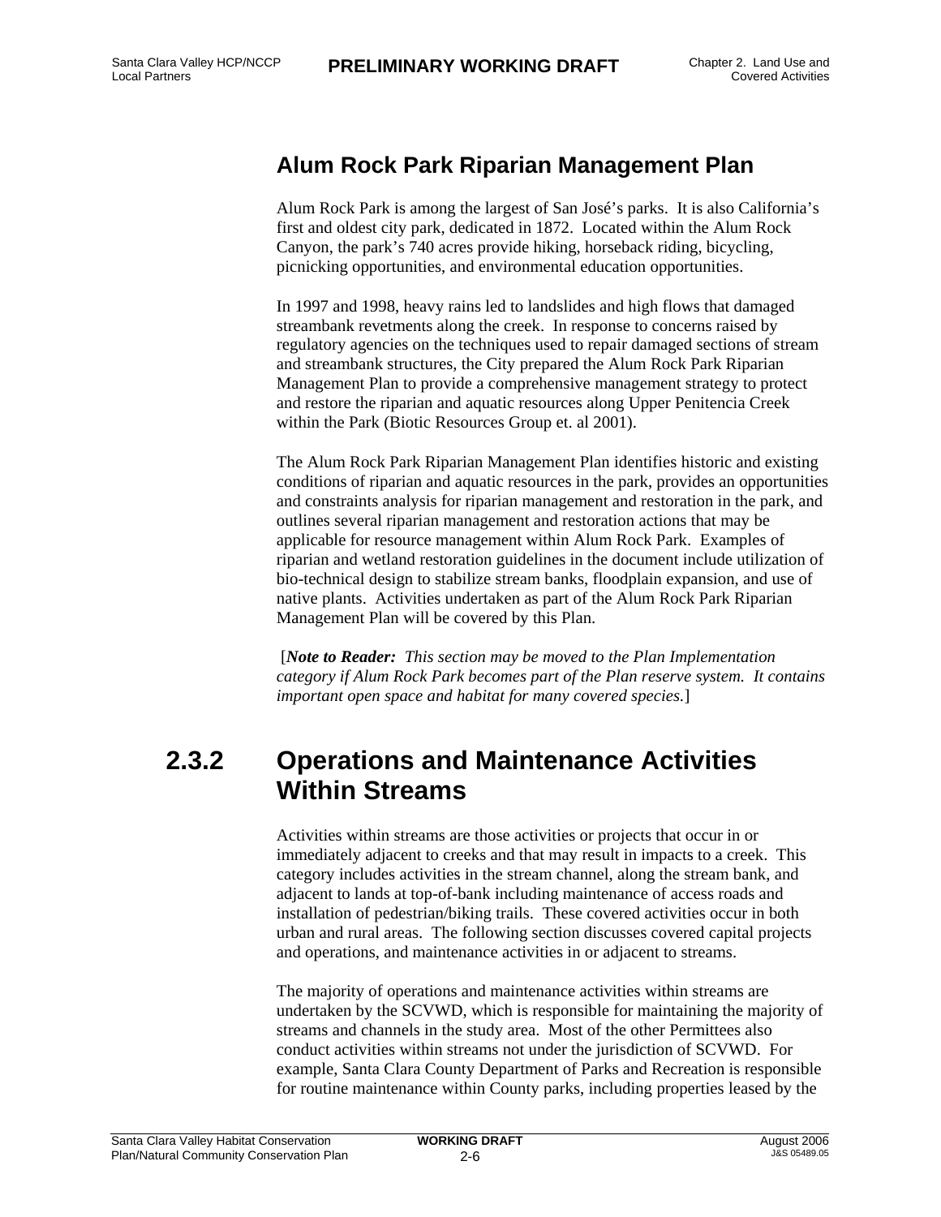### Alum Rock Park Riparian Management Plan

Alum Rock Park is among the largest of San José's parks. It is also California's first and oldest city park, dedicated in 1872. Located within the Alum Rock Canyon, the park's 740 acres provide hiking, horseback riding, bicycling, picnicking opportunities, and environmental education opportunities.

In 1997 and 1998, heavy rains led to landslides and high flows that damaged streambank revetments along the creek. In response to concerns raised by regulatory agencies on the techniques used to repair damaged sections of stream and streambank structures, the City prepared the Alum Rock Park Riparian Management Plan to provide a comprehensive management strategy to protect and restore the riparian and aquatic resources along Upper Penitencia Creek within the Park (Biotic Resources Group et. al 2001).

The Alum Rock Park Riparian Management Plan identifies historic and existing conditions of riparian and aquatic resources in the park, provides an opportunities and constraints analysis for riparian management and restoration in the park, and outlines several riparian management and restoration actions that may be applicable for resource management within Alum Rock Park. Examples of riparian and wetland restoration guidelines in the document include utilization of bio-technical design to stabilize stream banks, floodplain expansion, and use of native plants. Activities undertaken as part of the Alum Rock Park Riparian Management Plan will be covered by this Plan.

[***Note to Reader:*** *This section may be moved to the Plan Implementation category if Alum Rock Park becomes part of the Plan reserve system. It contains important open space and habitat for many covered species.*]

## 2.3.2 Operations and Maintenance Activities Within Streams

Activities within streams are those activities or projects that occur in or immediately adjacent to creeks and that may result in impacts to a creek. This category includes activities in the stream channel, along the stream bank, and adjacent to lands at top-of-bank including maintenance of access roads and installation of pedestrian/biking trails. These covered activities occur in both urban and rural areas. The following section discusses covered capital projects and operations, and maintenance activities in or adjacent to streams.

The majority of operations and maintenance activities within streams are undertaken by the SCVWD, which is responsible for maintaining the majority of streams and channels in the study area. Most of the other Permittees also conduct activities within streams not under the jurisdiction of SCVWD. For example, Santa Clara County Department of Parks and Recreation is responsible for routine maintenance within County parks, including properties leased by the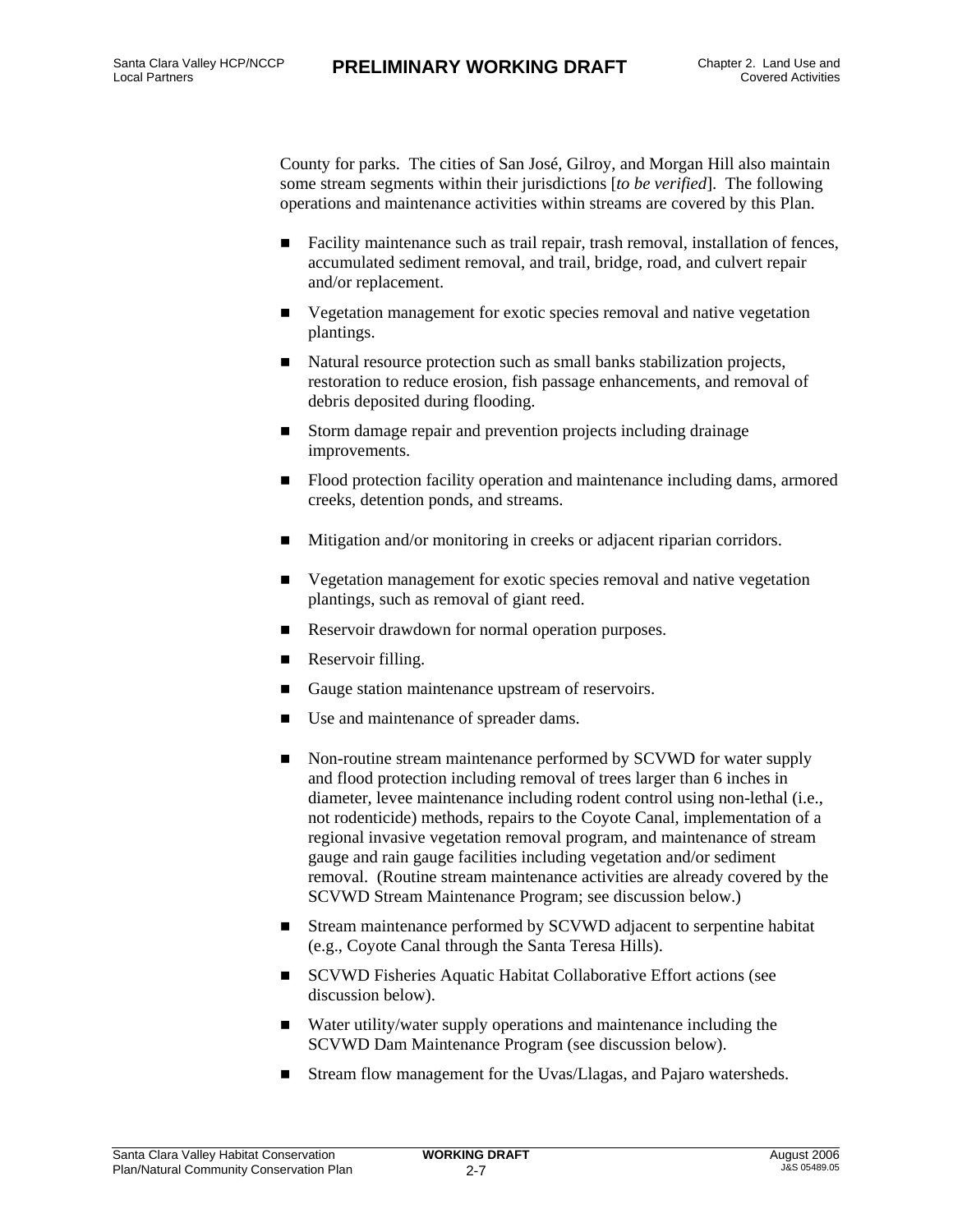County for parks. The cities of San José, Gilroy, and Morgan Hill also maintain some stream segments within their jurisdictions [*to be verified*]. The following operations and maintenance activities within streams are covered by this Plan.

- Facility maintenance such as trail repair, trash removal, installation of fences, accumulated sediment removal, and trail, bridge, road, and culvert repair and/or replacement.
- Vegetation management for exotic species removal and native vegetation plantings.
- Natural resource protection such as small banks stabilization projects, restoration to reduce erosion, fish passage enhancements, and removal of debris deposited during flooding.
- Storm damage repair and prevention projects including drainage improvements.
- Flood protection facility operation and maintenance including dams, armored creeks, detention ponds, and streams.
- Mitigation and/or monitoring in creeks or adjacent riparian corridors.
- Vegetation management for exotic species removal and native vegetation plantings, such as removal of giant reed.
- Reservoir drawdown for normal operation purposes.
- Reservoir filling.
- Gauge station maintenance upstream of reservoirs.
- Use and maintenance of spreader dams.
- Non-routine stream maintenance performed by SCVWD for water supply and flood protection including removal of trees larger than 6 inches in diameter, levee maintenance including rodent control using non-lethal (i.e., not rodenticide) methods, repairs to the Coyote Canal, implementation of a regional invasive vegetation removal program, and maintenance of stream gauge and rain gauge facilities including vegetation and/or sediment removal. (Routine stream maintenance activities are already covered by the SCVWD Stream Maintenance Program; see discussion below.)
- Stream maintenance performed by SCVWD adjacent to serpentine habitat (e.g., Coyote Canal through the Santa Teresa Hills).
- SCVWD Fisheries Aquatic Habitat Collaborative Effort actions (see discussion below).
- Water utility/water supply operations and maintenance including the SCVWD Dam Maintenance Program (see discussion below).
- Stream flow management for the Uvas/Llagas, and Pajaro watersheds.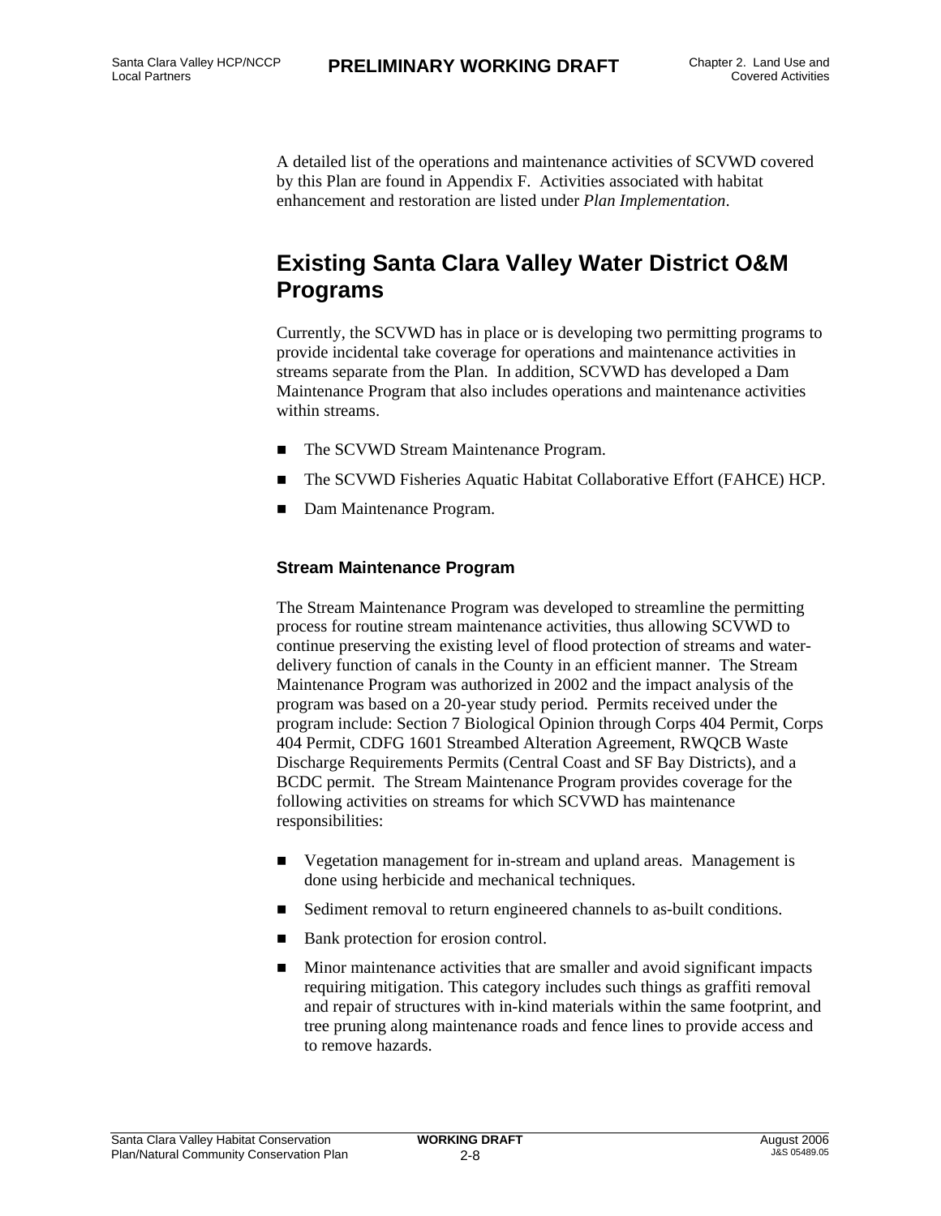A detailed list of the operations and maintenance activities of SCVWD covered by this Plan are found in Appendix F. Activities associated with habitat enhancement and restoration are listed under *Plan Implementation*.

## Existing Santa Clara Valley Water District O&M Programs

Currently, the SCVWD has in place or is developing two permitting programs to provide incidental take coverage for operations and maintenance activities in streams separate from the Plan. In addition, SCVWD has developed a Dam Maintenance Program that also includes operations and maintenance activities within streams.

- The SCVWD Stream Maintenance Program.
- The SCVWD Fisheries Aquatic Habitat Collaborative Effort (FAHCE) HCP.
- Dam Maintenance Program.

### Stream Maintenance Program

The Stream Maintenance Program was developed to streamline the permitting process for routine stream maintenance activities, thus allowing SCVWD to continue preserving the existing level of flood protection of streams and water-delivery function of canals in the County in an efficient manner. The Stream Maintenance Program was authorized in 2002 and the impact analysis of the program was based on a 20-year study period. Permits received under the program include: Section 7 Biological Opinion through Corps 404 Permit, Corps 404 Permit, CDFG 1601 Streambed Alteration Agreement, RWQCB Waste Discharge Requirements Permits (Central Coast and SF Bay Districts), and a BCDC permit. The Stream Maintenance Program provides coverage for the following activities on streams for which SCVWD has maintenance responsibilities:

- Vegetation management for in-stream and upland areas. Management is done using herbicide and mechanical techniques.
- Sediment removal to return engineered channels to as-built conditions.
- Bank protection for erosion control.
- Minor maintenance activities that are smaller and avoid significant impacts requiring mitigation. This category includes such things as graffiti removal and repair of structures with in-kind materials within the same footprint, and tree pruning along maintenance roads and fence lines to provide access and to remove hazards.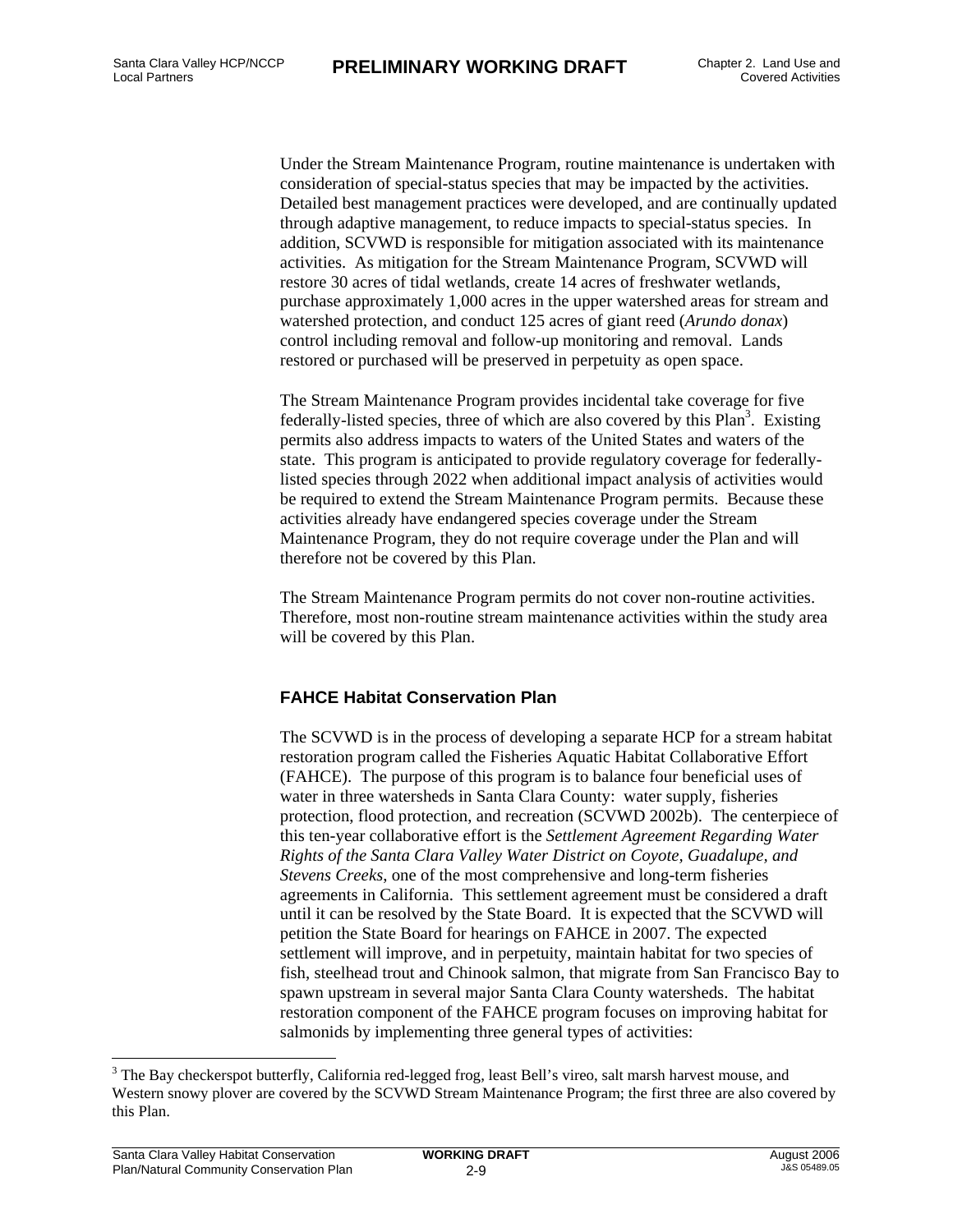Under the Stream Maintenance Program, routine maintenance is undertaken with consideration of special-status species that may be impacted by the activities. Detailed best management practices were developed, and are continually updated through adaptive management, to reduce impacts to special-status species. In addition, SCVWD is responsible for mitigation associated with its maintenance activities. As mitigation for the Stream Maintenance Program, SCVWD will restore 30 acres of tidal wetlands, create 14 acres of freshwater wetlands, purchase approximately 1,000 acres in the upper watershed areas for stream and watershed protection, and conduct 125 acres of giant reed (*Arundo donax*) control including removal and follow-up monitoring and removal. Lands restored or purchased will be preserved in perpetuity as open space.

The Stream Maintenance Program provides incidental take coverage for five federally-listed species, three of which are also covered by this Plan[3]. Existing permits also address impacts to waters of the United States and waters of the state. This program is anticipated to provide regulatory coverage for federally-listed species through 2022 when additional impact analysis of activities would be required to extend the Stream Maintenance Program permits. Because these activities already have endangered species coverage under the Stream Maintenance Program, they do not require coverage under the Plan and will therefore not be covered by this Plan.

The Stream Maintenance Program permits do not cover non-routine activities. Therefore, most non-routine stream maintenance activities within the study area will be covered by this Plan.

### FAHCE Habitat Conservation Plan

The SCVWD is in the process of developing a separate HCP for a stream habitat restoration program called the Fisheries Aquatic Habitat Collaborative Effort (FAHCE). The purpose of this program is to balance four beneficial uses of water in three watersheds in Santa Clara County: water supply, fisheries protection, flood protection, and recreation (SCVWD 2002b). The centerpiece of this ten-year collaborative effort is the *Settlement Agreement Regarding Water Rights of the Santa Clara Valley Water District on Coyote, Guadalupe, and Stevens Creeks*, one of the most comprehensive and long-term fisheries agreements in California. This settlement agreement must be considered a draft until it can be resolved by the State Board. It is expected that the SCVWD will petition the State Board for hearings on FAHCE in 2007. The expected settlement will improve, and in perpetuity, maintain habitat for two species of fish, steelhead trout and Chinook salmon, that migrate from San Francisco Bay to spawn upstream in several major Santa Clara County watersheds. The habitat restoration component of the FAHCE program focuses on improving habitat for salmonids by implementing three general types of activities:

[3] The Bay checkerspot butterfly, California red-legged frog, least Bell's vireo, salt marsh harvest mouse, and Western snowy plover are covered by the SCVWD Stream Maintenance Program; the first three are also covered by this Plan.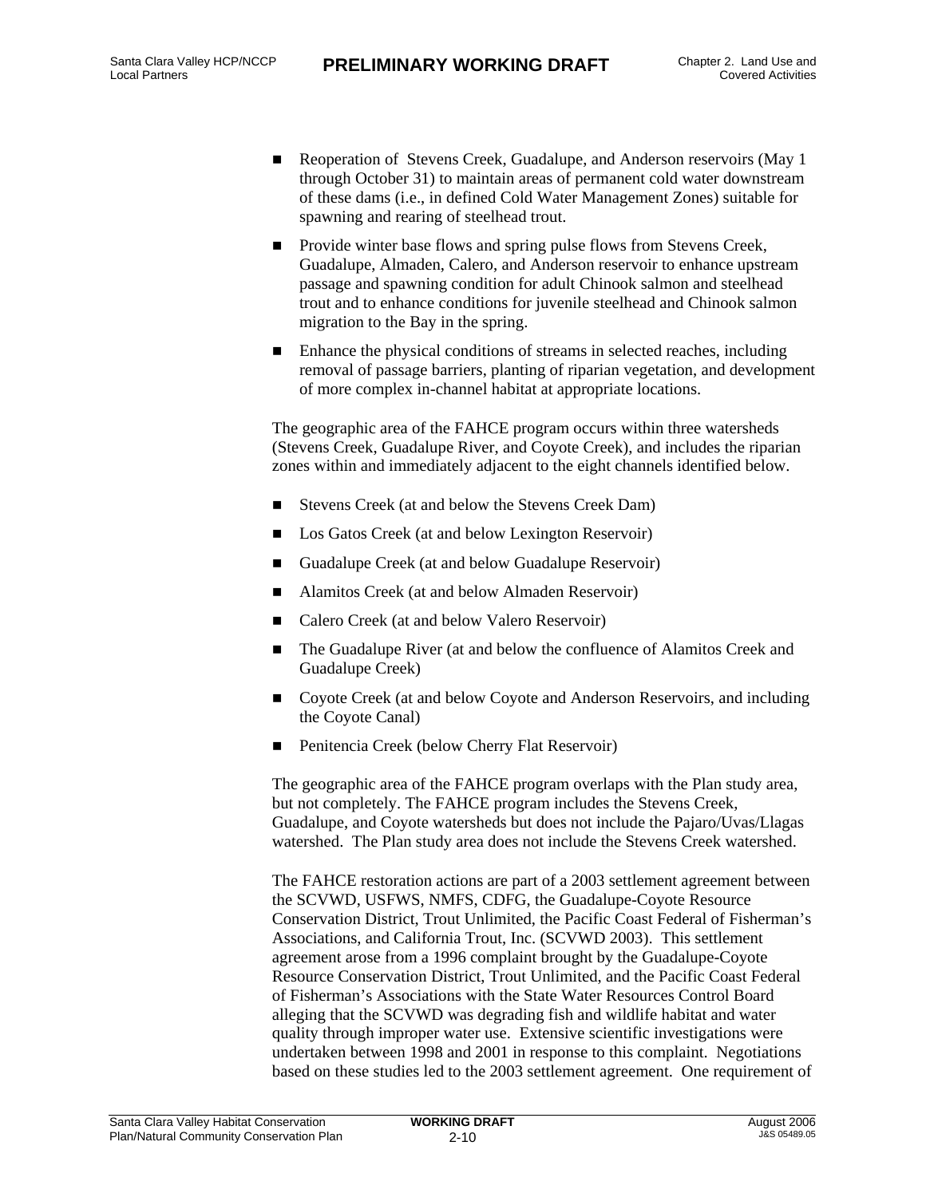- Reoperation of Stevens Creek, Guadalupe, and Anderson reservoirs (May 1 through October 31) to maintain areas of permanent cold water downstream of these dams (i.e., in defined Cold Water Management Zones) suitable for spawning and rearing of steelhead trout.
- Provide winter base flows and spring pulse flows from Stevens Creek, Guadalupe, Almaden, Calero, and Anderson reservoir to enhance upstream passage and spawning condition for adult Chinook salmon and steelhead trout and to enhance conditions for juvenile steelhead and Chinook salmon migration to the Bay in the spring.
- Enhance the physical conditions of streams in selected reaches, including removal of passage barriers, planting of riparian vegetation, and development of more complex in-channel habitat at appropriate locations.

The geographic area of the FAHCE program occurs within three watersheds (Stevens Creek, Guadalupe River, and Coyote Creek), and includes the riparian zones within and immediately adjacent to the eight channels identified below.

- Stevens Creek (at and below the Stevens Creek Dam)
- Los Gatos Creek (at and below Lexington Reservoir)
- Guadalupe Creek (at and below Guadalupe Reservoir)
- Alamitos Creek (at and below Almaden Reservoir)
- Calero Creek (at and below Valero Reservoir)
- The Guadalupe River (at and below the confluence of Alamitos Creek and Guadalupe Creek)
- Coyote Creek (at and below Coyote and Anderson Reservoirs, and including the Coyote Canal)
- Penitencia Creek (below Cherry Flat Reservoir)

The geographic area of the FAHCE program overlaps with the Plan study area, but not completely. The FAHCE program includes the Stevens Creek, Guadalupe, and Coyote watersheds but does not include the Pajaro/Uvas/Llagas watershed. The Plan study area does not include the Stevens Creek watershed.

The FAHCE restoration actions are part of a 2003 settlement agreement between the SCVWD, USFWS, NMFS, CDFG, the Guadalupe-Coyote Resource Conservation District, Trout Unlimited, the Pacific Coast Federal of Fisherman's Associations, and California Trout, Inc. (SCVWD 2003). This settlement agreement arose from a 1996 complaint brought by the Guadalupe-Coyote Resource Conservation District, Trout Unlimited, and the Pacific Coast Federal of Fisherman's Associations with the State Water Resources Control Board alleging that the SCVWD was degrading fish and wildlife habitat and water quality through improper water use. Extensive scientific investigations were undertaken between 1998 and 2001 in response to this complaint. Negotiations based on these studies led to the 2003 settlement agreement. One requirement of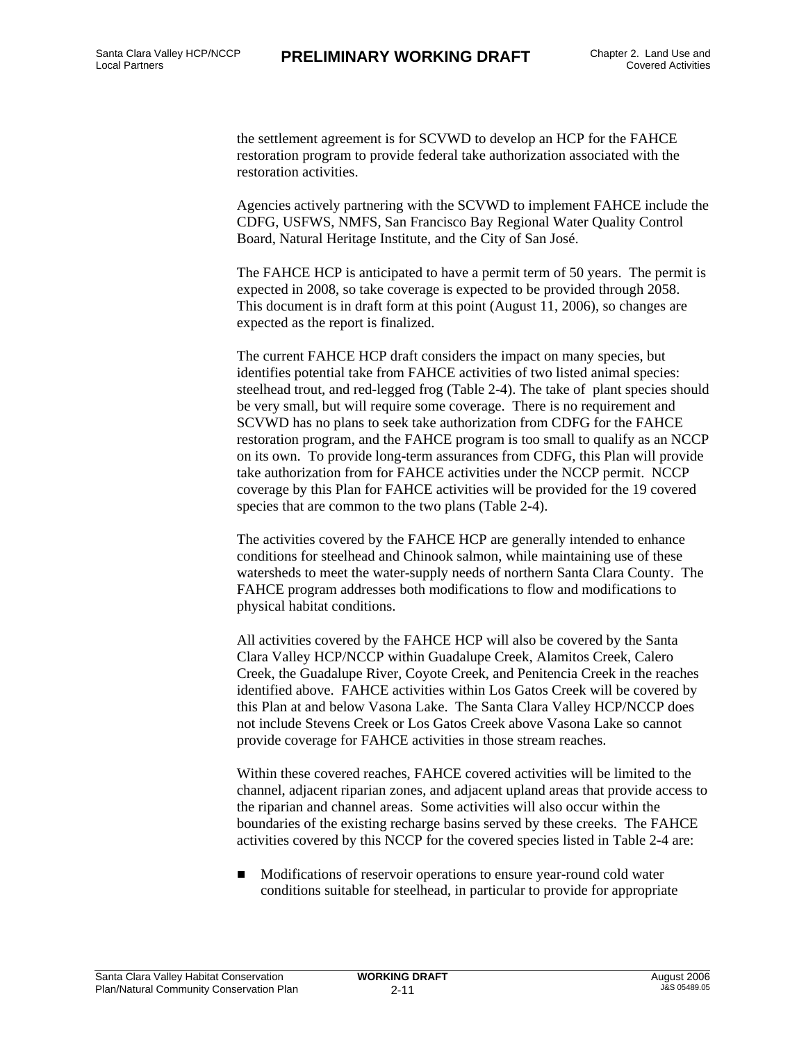the settlement agreement is for SCVWD to develop an HCP for the FAHCE restoration program to provide federal take authorization associated with the restoration activities.

Agencies actively partnering with the SCVWD to implement FAHCE include the CDFG, USFWS, NMFS, San Francisco Bay Regional Water Quality Control Board, Natural Heritage Institute, and the City of San José.

The FAHCE HCP is anticipated to have a permit term of 50 years. The permit is expected in 2008, so take coverage is expected to be provided through 2058. This document is in draft form at this point (August 11, 2006), so changes are expected as the report is finalized.

The current FAHCE HCP draft considers the impact on many species, but identifies potential take from FAHCE activities of two listed animal species: steelhead trout, and red-legged frog (Table 2-4). The take of plant species should be very small, but will require some coverage. There is no requirement and SCVWD has no plans to seek take authorization from CDFG for the FAHCE restoration program, and the FAHCE program is too small to qualify as an NCCP on its own. To provide long-term assurances from CDFG, this Plan will provide take authorization from for FAHCE activities under the NCCP permit. NCCP coverage by this Plan for FAHCE activities will be provided for the 19 covered species that are common to the two plans (Table 2-4).

The activities covered by the FAHCE HCP are generally intended to enhance conditions for steelhead and Chinook salmon, while maintaining use of these watersheds to meet the water-supply needs of northern Santa Clara County. The FAHCE program addresses both modifications to flow and modifications to physical habitat conditions.

All activities covered by the FAHCE HCP will also be covered by the Santa Clara Valley HCP/NCCP within Guadalupe Creek, Alamitos Creek, Calero Creek, the Guadalupe River, Coyote Creek, and Penitencia Creek in the reaches identified above. FAHCE activities within Los Gatos Creek will be covered by this Plan at and below Vasona Lake. The Santa Clara Valley HCP/NCCP does not include Stevens Creek or Los Gatos Creek above Vasona Lake so cannot provide coverage for FAHCE activities in those stream reaches.

Within these covered reaches, FAHCE covered activities will be limited to the channel, adjacent riparian zones, and adjacent upland areas that provide access to the riparian and channel areas. Some activities will also occur within the boundaries of the existing recharge basins served by these creeks. The FAHCE activities covered by this NCCP for the covered species listed in Table 2-4 are:

- Modifications of reservoir operations to ensure year-round cold water conditions suitable for steelhead, in particular to provide for appropriate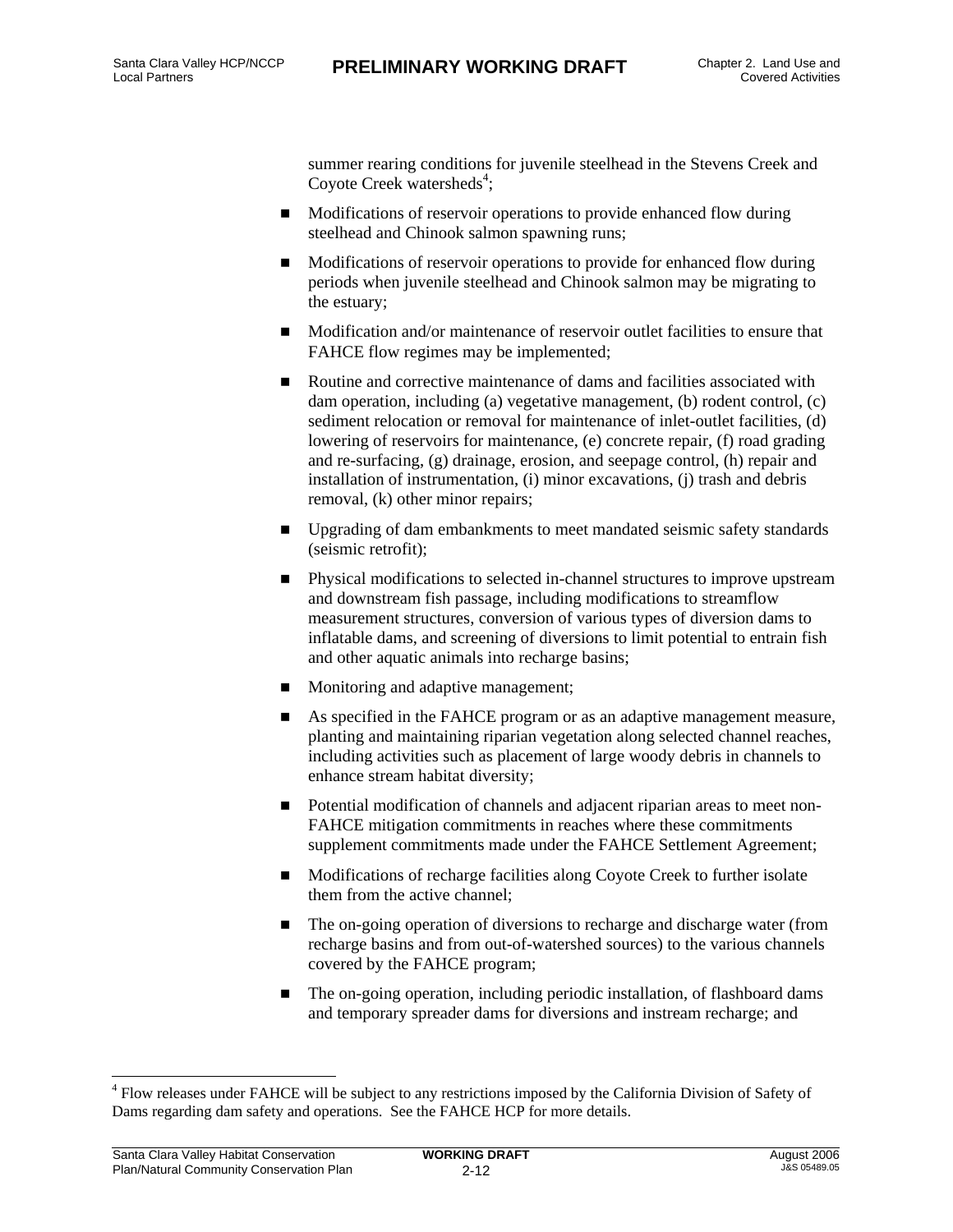summer rearing conditions for juvenile steelhead in the Stevens Creek and Coyote Creek watersheds[4];

- Modifications of reservoir operations to provide enhanced flow during steelhead and Chinook salmon spawning runs;
- Modifications of reservoir operations to provide for enhanced flow during periods when juvenile steelhead and Chinook salmon may be migrating to the estuary;
- Modification and/or maintenance of reservoir outlet facilities to ensure that FAHCE flow regimes may be implemented;
- Routine and corrective maintenance of dams and facilities associated with dam operation, including (a) vegetative management, (b) rodent control, (c) sediment relocation or removal for maintenance of inlet-outlet facilities, (d) lowering of reservoirs for maintenance, (e) concrete repair, (f) road grading and re-surfacing, (g) drainage, erosion, and seepage control, (h) repair and installation of instrumentation, (i) minor excavations, (j) trash and debris removal, (k) other minor repairs;
- Upgrading of dam embankments to meet mandated seismic safety standards (seismic retrofit);
- Physical modifications to selected in-channel structures to improve upstream and downstream fish passage, including modifications to streamflow measurement structures, conversion of various types of diversion dams to inflatable dams, and screening of diversions to limit potential to entrain fish and other aquatic animals into recharge basins;
- Monitoring and adaptive management;
- As specified in the FAHCE program or as an adaptive management measure, planting and maintaining riparian vegetation along selected channel reaches, including activities such as placement of large woody debris in channels to enhance stream habitat diversity;
- Potential modification of channels and adjacent riparian areas to meet non-FAHCE mitigation commitments in reaches where these commitments supplement commitments made under the FAHCE Settlement Agreement;
- Modifications of recharge facilities along Coyote Creek to further isolate them from the active channel;
- The on-going operation of diversions to recharge and discharge water (from recharge basins and from out-of-watershed sources) to the various channels covered by the FAHCE program;
- The on-going operation, including periodic installation, of flashboard dams and temporary spreader dams for diversions and instream recharge; and

[4] Flow releases under FAHCE will be subject to any restrictions imposed by the California Division of Safety of Dams regarding dam safety and operations. See the FAHCE HCP for more details.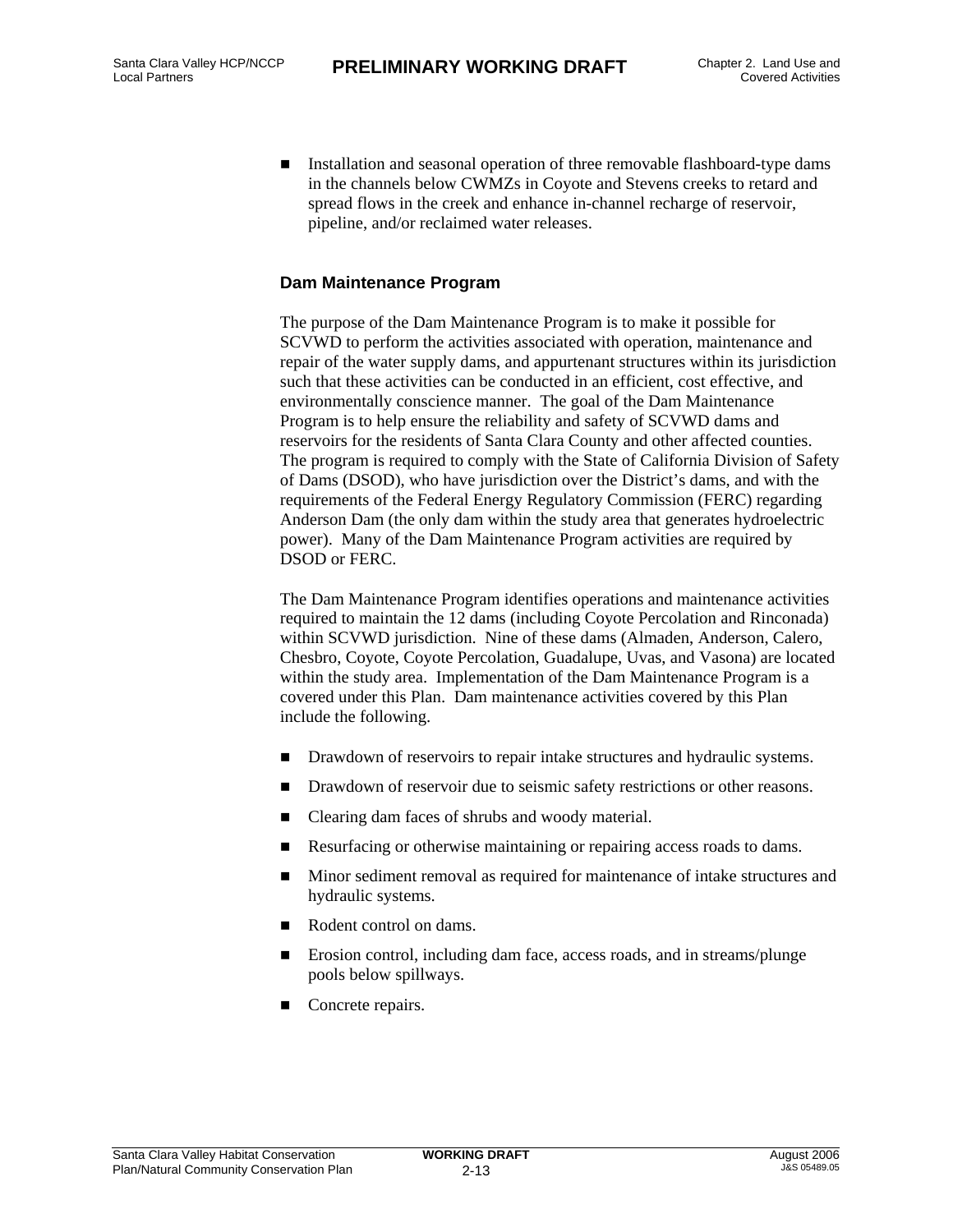- Installation and seasonal operation of three removable flashboard-type dams in the channels below CWMZs in Coyote and Stevens creeks to retard and spread flows in the creek and enhance in-channel recharge of reservoir, pipeline, and/or reclaimed water releases.

### Dam Maintenance Program

The purpose of the Dam Maintenance Program is to make it possible for SCVWD to perform the activities associated with operation, maintenance and repair of the water supply dams, and appurtenant structures within its jurisdiction such that these activities can be conducted in an efficient, cost effective, and environmentally conscience manner. The goal of the Dam Maintenance Program is to help ensure the reliability and safety of SCVWD dams and reservoirs for the residents of Santa Clara County and other affected counties. The program is required to comply with the State of California Division of Safety of Dams (DSOD), who have jurisdiction over the District's dams, and with the requirements of the Federal Energy Regulatory Commission (FERC) regarding Anderson Dam (the only dam within the study area that generates hydroelectric power). Many of the Dam Maintenance Program activities are required by DSOD or FERC.

The Dam Maintenance Program identifies operations and maintenance activities required to maintain the 12 dams (including Coyote Percolation and Rinconada) within SCVWD jurisdiction. Nine of these dams (Almaden, Anderson, Calero, Chesbro, Coyote, Coyote Percolation, Guadalupe, Uvas, and Vasona) are located within the study area. Implementation of the Dam Maintenance Program is a covered under this Plan. Dam maintenance activities covered by this Plan include the following.

- Drawdown of reservoirs to repair intake structures and hydraulic systems.
- Drawdown of reservoir due to seismic safety restrictions or other reasons.
- Clearing dam faces of shrubs and woody material.
- Resurfacing or otherwise maintaining or repairing access roads to dams.
- Minor sediment removal as required for maintenance of intake structures and hydraulic systems.
- Rodent control on dams.
- Erosion control, including dam face, access roads, and in streams/plunge pools below spillways.
- Concrete repairs.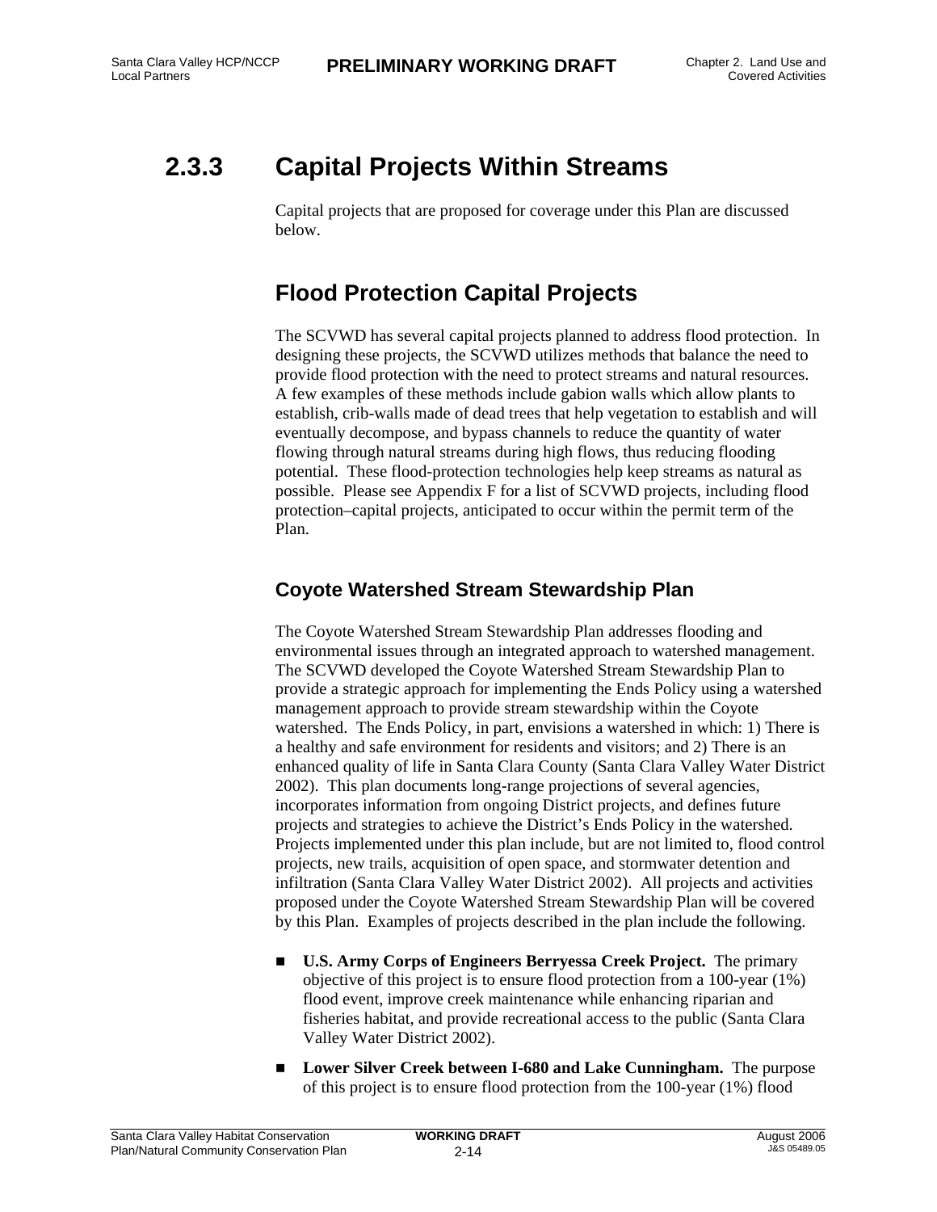# 2.3.3 Capital Projects Within Streams

Capital projects that are proposed for coverage under this Plan are discussed below.

## Flood Protection Capital Projects

The SCVWD has several capital projects planned to address flood protection. In designing these projects, the SCVWD utilizes methods that balance the need to provide flood protection with the need to protect streams and natural resources. A few examples of these methods include gabion walls which allow plants to establish, crib-walls made of dead trees that help vegetation to establish and will eventually decompose, and bypass channels to reduce the quantity of water flowing through natural streams during high flows, thus reducing flooding potential. These flood-protection technologies help keep streams as natural as possible. Please see Appendix F for a list of SCVWD projects, including flood protection–capital projects, anticipated to occur within the permit term of the Plan.

### Coyote Watershed Stream Stewardship Plan

The Coyote Watershed Stream Stewardship Plan addresses flooding and environmental issues through an integrated approach to watershed management. The SCVWD developed the Coyote Watershed Stream Stewardship Plan to provide a strategic approach for implementing the Ends Policy using a watershed management approach to provide stream stewardship within the Coyote watershed. The Ends Policy, in part, envisions a watershed in which: 1) There is a healthy and safe environment for residents and visitors; and 2) There is an enhanced quality of life in Santa Clara County (Santa Clara Valley Water District 2002). This plan documents long-range projections of several agencies, incorporates information from ongoing District projects, and defines future projects and strategies to achieve the District's Ends Policy in the watershed. Projects implemented under this plan include, but are not limited to, flood control projects, new trails, acquisition of open space, and stormwater detention and infiltration (Santa Clara Valley Water District 2002). All projects and activities proposed under the Coyote Watershed Stream Stewardship Plan will be covered by this Plan. Examples of projects described in the plan include the following.

- **U.S. Army Corps of Engineers Berryessa Creek Project.** The primary objective of this project is to ensure flood protection from a 100-year (1%) flood event, improve creek maintenance while enhancing riparian and fisheries habitat, and provide recreational access to the public (Santa Clara Valley Water District 2002).
- **Lower Silver Creek between I-680 and Lake Cunningham.** The purpose of this project is to ensure flood protection from the 100-year (1%) flood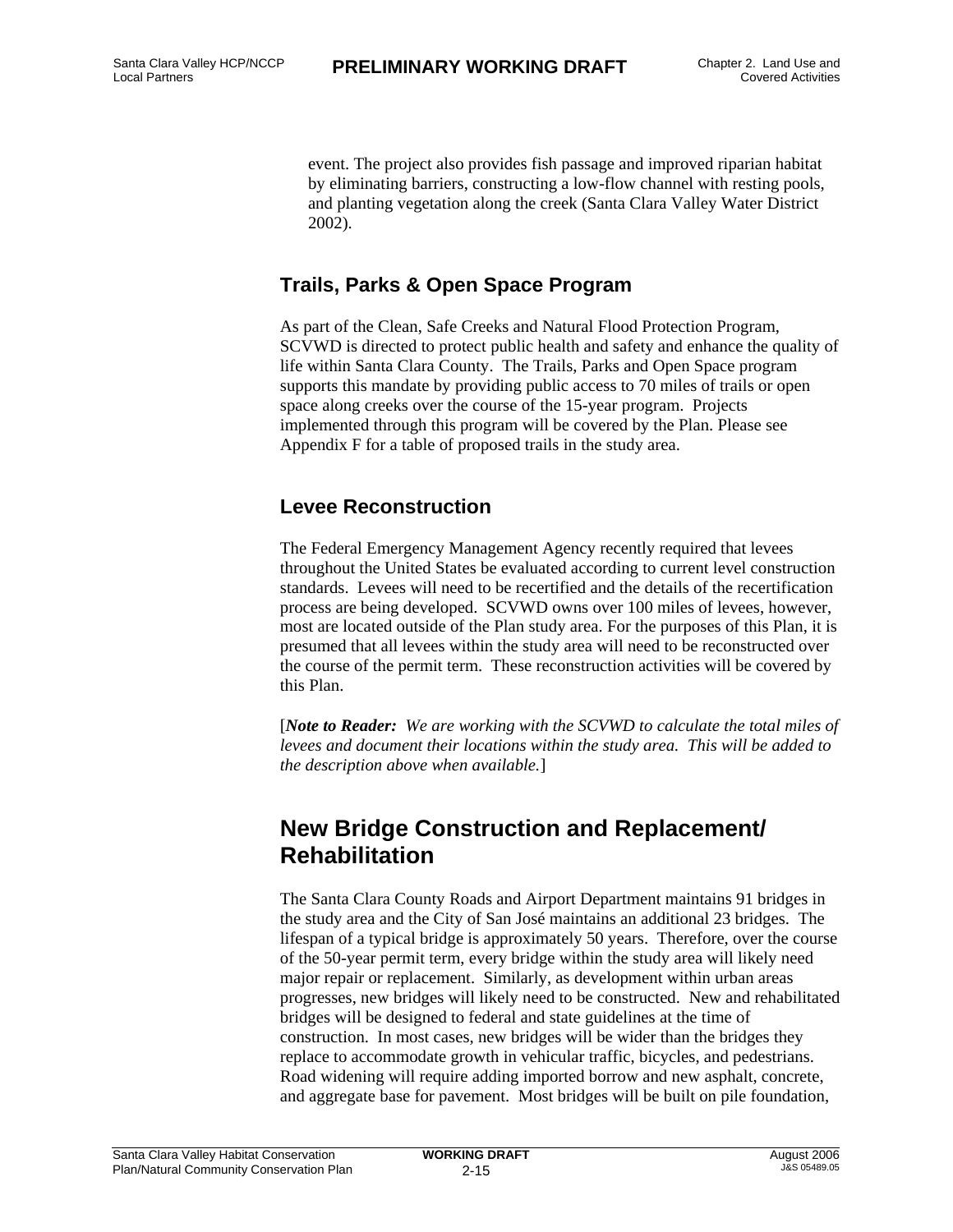event. The project also provides fish passage and improved riparian habitat by eliminating barriers, constructing a low-flow channel with resting pools, and planting vegetation along the creek (Santa Clara Valley Water District 2002).

### Trails, Parks & Open Space Program

As part of the Clean, Safe Creeks and Natural Flood Protection Program, SCVWD is directed to protect public health and safety and enhance the quality of life within Santa Clara County. The Trails, Parks and Open Space program supports this mandate by providing public access to 70 miles of trails or open space along creeks over the course of the 15-year program. Projects implemented through this program will be covered by the Plan. Please see Appendix F for a table of proposed trails in the study area.

### Levee Reconstruction

The Federal Emergency Management Agency recently required that levees throughout the United States be evaluated according to current level construction standards. Levees will need to be recertified and the details of the recertification process are being developed. SCVWD owns over 100 miles of levees, however, most are located outside of the Plan study area. For the purposes of this Plan, it is presumed that all levees within the study area will need to be reconstructed over the course of the permit term. These reconstruction activities will be covered by this Plan.

[***Note to Reader:*** *We are working with the SCVWD to calculate the total miles of levees and document their locations within the study area. This will be added to the description above when available.*]

## New Bridge Construction and Replacement/ Rehabilitation

The Santa Clara County Roads and Airport Department maintains 91 bridges in the study area and the City of San José maintains an additional 23 bridges. The lifespan of a typical bridge is approximately 50 years. Therefore, over the course of the 50-year permit term, every bridge within the study area will likely need major repair or replacement. Similarly, as development within urban areas progresses, new bridges will likely need to be constructed. New and rehabilitated bridges will be designed to federal and state guidelines at the time of construction. In most cases, new bridges will be wider than the bridges they replace to accommodate growth in vehicular traffic, bicycles, and pedestrians. Road widening will require adding imported borrow and new asphalt, concrete, and aggregate base for pavement. Most bridges will be built on pile foundation,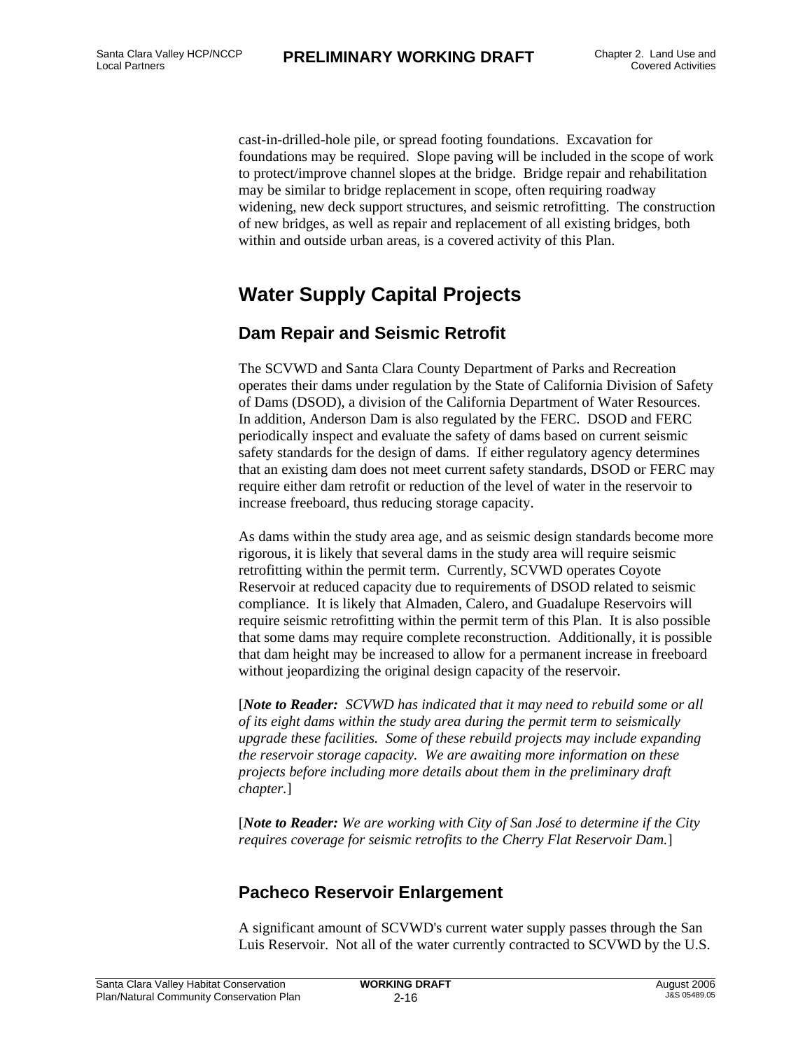cast-in-drilled-hole pile, or spread footing foundations. Excavation for foundations may be required. Slope paving will be included in the scope of work to protect/improve channel slopes at the bridge. Bridge repair and rehabilitation may be similar to bridge replacement in scope, often requiring roadway widening, new deck support structures, and seismic retrofitting. The construction of new bridges, as well as repair and replacement of all existing bridges, both within and outside urban areas, is a covered activity of this Plan.

# Water Supply Capital Projects

## Dam Repair and Seismic Retrofit

The SCVWD and Santa Clara County Department of Parks and Recreation operates their dams under regulation by the State of California Division of Safety of Dams (DSOD), a division of the California Department of Water Resources. In addition, Anderson Dam is also regulated by the FERC. DSOD and FERC periodically inspect and evaluate the safety of dams based on current seismic safety standards for the design of dams. If either regulatory agency determines that an existing dam does not meet current safety standards, DSOD or FERC may require either dam retrofit or reduction of the level of water in the reservoir to increase freeboard, thus reducing storage capacity.

As dams within the study area age, and as seismic design standards become more rigorous, it is likely that several dams in the study area will require seismic retrofitting within the permit term. Currently, SCVWD operates Coyote Reservoir at reduced capacity due to requirements of DSOD related to seismic compliance. It is likely that Almaden, Calero, and Guadalupe Reservoirs will require seismic retrofitting within the permit term of this Plan. It is also possible that some dams may require complete reconstruction. Additionally, it is possible that dam height may be increased to allow for a permanent increase in freeboard without jeopardizing the original design capacity of the reservoir.

[***Note to Reader:*** *SCVWD has indicated that it may need to rebuild some or all of its eight dams within the study area during the permit term to seismically upgrade these facilities. Some of these rebuild projects may include expanding the reservoir storage capacity. We are awaiting more information on these projects before including more details about them in the preliminary draft chapter.*]

[***Note to Reader:*** *We are working with City of San José to determine if the City requires coverage for seismic retrofits to the Cherry Flat Reservoir Dam.*]

## Pacheco Reservoir Enlargement

A significant amount of SCVWD's current water supply passes through the San Luis Reservoir. Not all of the water currently contracted to SCVWD by the U.S.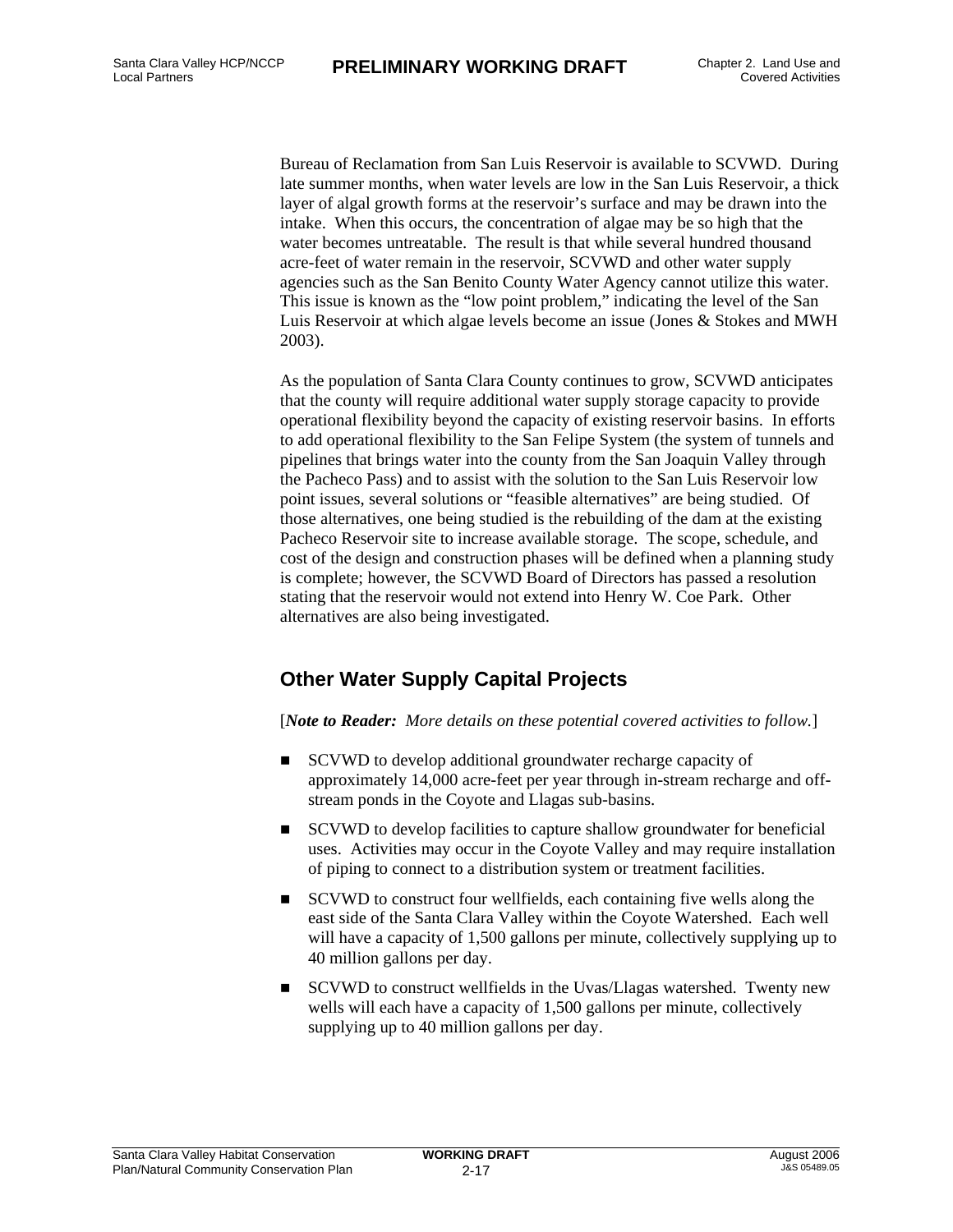Bureau of Reclamation from San Luis Reservoir is available to SCVWD. During late summer months, when water levels are low in the San Luis Reservoir, a thick layer of algal growth forms at the reservoir's surface and may be drawn into the intake. When this occurs, the concentration of algae may be so high that the water becomes untreatable. The result is that while several hundred thousand acre-feet of water remain in the reservoir, SCVWD and other water supply agencies such as the San Benito County Water Agency cannot utilize this water. This issue is known as the "low point problem," indicating the level of the San Luis Reservoir at which algae levels become an issue (Jones & Stokes and MWH 2003).

As the population of Santa Clara County continues to grow, SCVWD anticipates that the county will require additional water supply storage capacity to provide operational flexibility beyond the capacity of existing reservoir basins. In efforts to add operational flexibility to the San Felipe System (the system of tunnels and pipelines that brings water into the county from the San Joaquin Valley through the Pacheco Pass) and to assist with the solution to the San Luis Reservoir low point issues, several solutions or "feasible alternatives" are being studied. Of those alternatives, one being studied is the rebuilding of the dam at the existing Pacheco Reservoir site to increase available storage. The scope, schedule, and cost of the design and construction phases will be defined when a planning study is complete; however, the SCVWD Board of Directors has passed a resolution stating that the reservoir would not extend into Henry W. Coe Park. Other alternatives are also being investigated.

## Other Water Supply Capital Projects

[***Note to Reader:*** *More details on these potential covered activities to follow.*]

- SCVWD to develop additional groundwater recharge capacity of approximately 14,000 acre-feet per year through in-stream recharge and off-stream ponds in the Coyote and Llagas sub-basins.
- SCVWD to develop facilities to capture shallow groundwater for beneficial uses. Activities may occur in the Coyote Valley and may require installation of piping to connect to a distribution system or treatment facilities.
- SCVWD to construct four wellfields, each containing five wells along the east side of the Santa Clara Valley within the Coyote Watershed. Each well will have a capacity of 1,500 gallons per minute, collectively supplying up to 40 million gallons per day.
- SCVWD to construct wellfields in the Uvas/Llagas watershed. Twenty new wells will each have a capacity of 1,500 gallons per minute, collectively supplying up to 40 million gallons per day.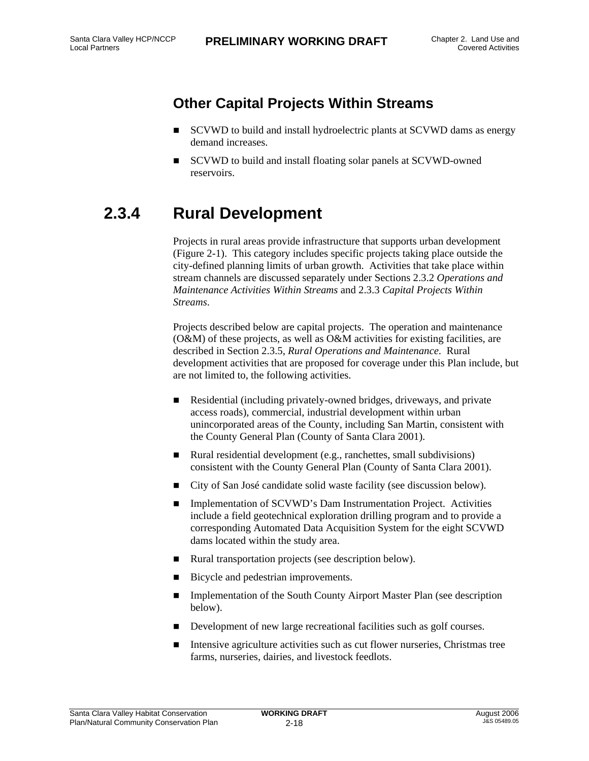### Other Capital Projects Within Streams

- SCVWD to build and install hydroelectric plants at SCVWD dams as energy demand increases.
- SCVWD to build and install floating solar panels at SCVWD-owned reservoirs.

## 2.3.4 Rural Development

Projects in rural areas provide infrastructure that supports urban development (Figure 2-1). This category includes specific projects taking place outside the city-defined planning limits of urban growth. Activities that take place within stream channels are discussed separately under Sections 2.3.2 *Operations and Maintenance Activities Within Streams* and 2.3.3 *Capital Projects Within Streams*.

Projects described below are capital projects. The operation and maintenance (O&M) of these projects, as well as O&M activities for existing facilities, are described in Section 2.3.5, *Rural Operations and Maintenance*. Rural development activities that are proposed for coverage under this Plan include, but are not limited to, the following activities.

- Residential (including privately-owned bridges, driveways, and private access roads), commercial, industrial development within urban unincorporated areas of the County, including San Martin, consistent with the County General Plan (County of Santa Clara 2001).
- Rural residential development (e.g., ranchettes, small subdivisions) consistent with the County General Plan (County of Santa Clara 2001).
- City of San José candidate solid waste facility (see discussion below).
- Implementation of SCVWD's Dam Instrumentation Project. Activities include a field geotechnical exploration drilling program and to provide a corresponding Automated Data Acquisition System for the eight SCVWD dams located within the study area.
- Rural transportation projects (see description below).
- Bicycle and pedestrian improvements.
- Implementation of the South County Airport Master Plan (see description below).
- Development of new large recreational facilities such as golf courses.
- Intensive agriculture activities such as cut flower nurseries, Christmas tree farms, nurseries, dairies, and livestock feedlots.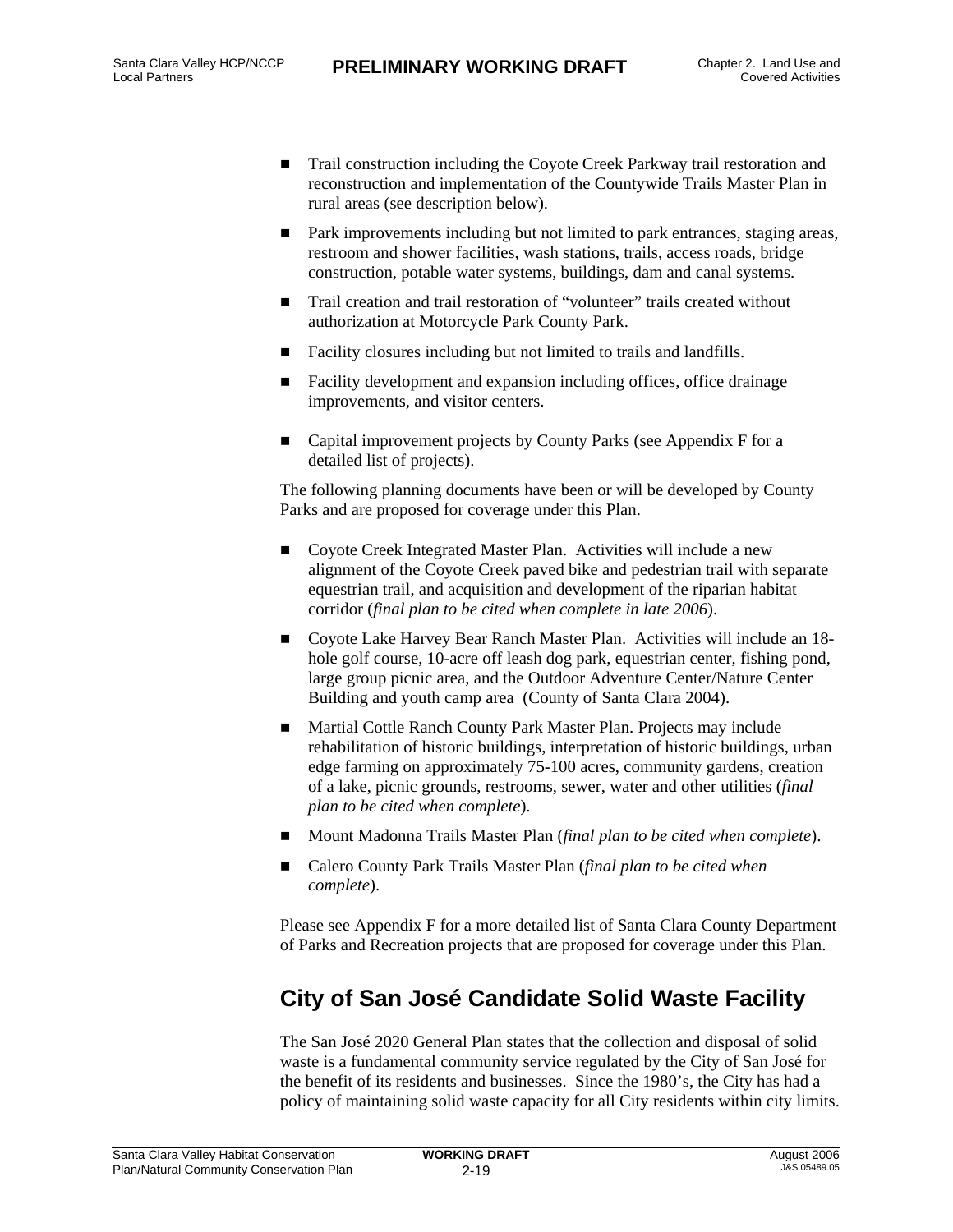- Trail construction including the Coyote Creek Parkway trail restoration and reconstruction and implementation of the Countywide Trails Master Plan in rural areas (see description below).
- Park improvements including but not limited to park entrances, staging areas, restroom and shower facilities, wash stations, trails, access roads, bridge construction, potable water systems, buildings, dam and canal systems.
- Trail creation and trail restoration of "volunteer" trails created without authorization at Motorcycle Park County Park.
- Facility closures including but not limited to trails and landfills.
- Facility development and expansion including offices, office drainage improvements, and visitor centers.
- Capital improvement projects by County Parks (see Appendix F for a detailed list of projects).

The following planning documents have been or will be developed by County Parks and are proposed for coverage under this Plan.

- Coyote Creek Integrated Master Plan. Activities will include a new alignment of the Coyote Creek paved bike and pedestrian trail with separate equestrian trail, and acquisition and development of the riparian habitat corridor (*final plan to be cited when complete in late 2006*).
- Coyote Lake Harvey Bear Ranch Master Plan. Activities will include an 18-hole golf course, 10-acre off leash dog park, equestrian center, fishing pond, large group picnic area, and the Outdoor Adventure Center/Nature Center Building and youth camp area (County of Santa Clara 2004).
- Martial Cottle Ranch County Park Master Plan. Projects may include rehabilitation of historic buildings, interpretation of historic buildings, urban edge farming on approximately 75-100 acres, community gardens, creation of a lake, picnic grounds, restrooms, sewer, water and other utilities (*final plan to be cited when complete*).
- Mount Madonna Trails Master Plan (*final plan to be cited when complete*).
- Calero County Park Trails Master Plan (*final plan to be cited when complete*).

Please see Appendix F for a more detailed list of Santa Clara County Department of Parks and Recreation projects that are proposed for coverage under this Plan.

## City of San José Candidate Solid Waste Facility

The San José 2020 General Plan states that the collection and disposal of solid waste is a fundamental community service regulated by the City of San José for the benefit of its residents and businesses. Since the 1980's, the City has had a policy of maintaining solid waste capacity for all City residents within city limits.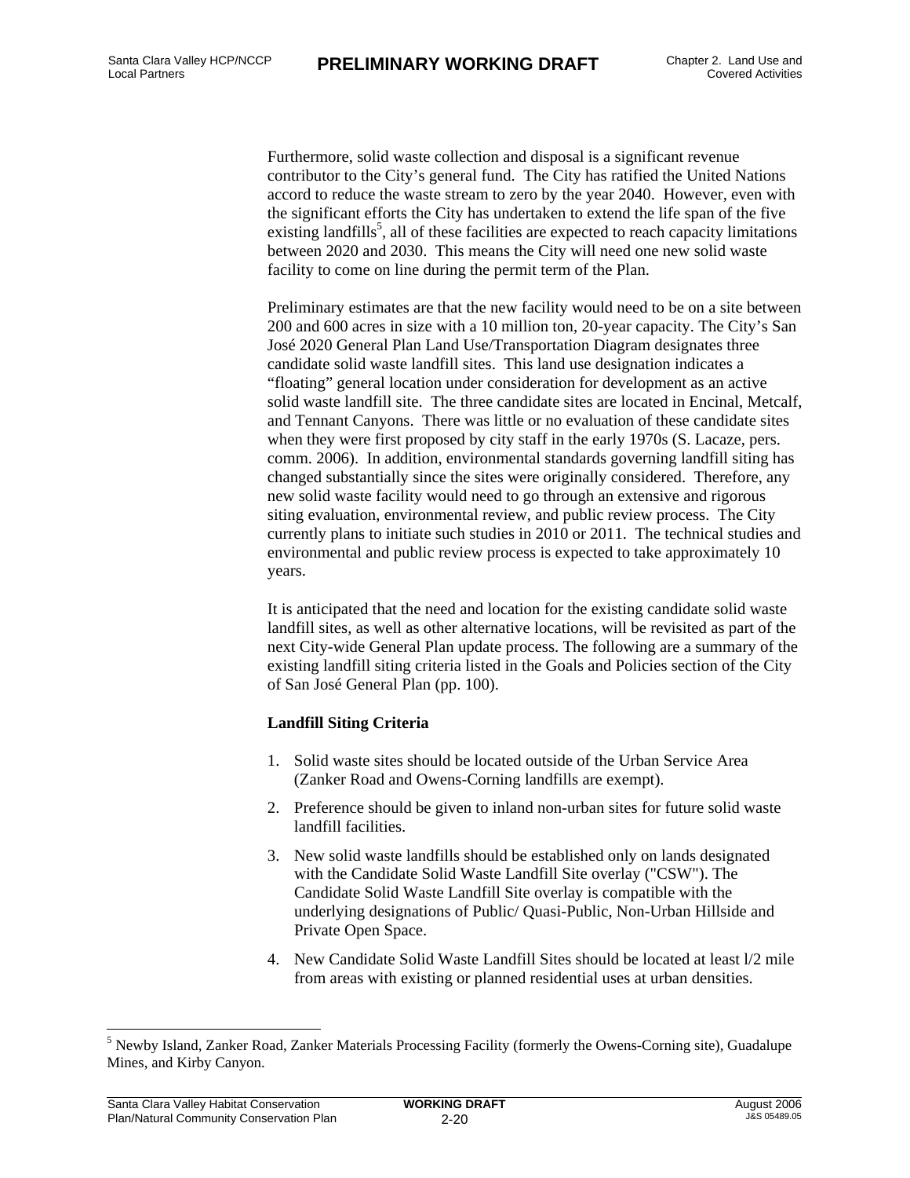Furthermore, solid waste collection and disposal is a significant revenue contributor to the City's general fund. The City has ratified the United Nations accord to reduce the waste stream to zero by the year 2040. However, even with the significant efforts the City has undertaken to extend the life span of the five existing landfills[5], all of these facilities are expected to reach capacity limitations between 2020 and 2030. This means the City will need one new solid waste facility to come on line during the permit term of the Plan.

Preliminary estimates are that the new facility would need to be on a site between 200 and 600 acres in size with a 10 million ton, 20-year capacity. The City's San José 2020 General Plan Land Use/Transportation Diagram designates three candidate solid waste landfill sites. This land use designation indicates a "floating" general location under consideration for development as an active solid waste landfill site. The three candidate sites are located in Encinal, Metcalf, and Tennant Canyons. There was little or no evaluation of these candidate sites when they were first proposed by city staff in the early 1970s (S. Lacaze, pers. comm. 2006). In addition, environmental standards governing landfill siting has changed substantially since the sites were originally considered. Therefore, any new solid waste facility would need to go through an extensive and rigorous siting evaluation, environmental review, and public review process. The City currently plans to initiate such studies in 2010 or 2011. The technical studies and environmental and public review process is expected to take approximately 10 years.

It is anticipated that the need and location for the existing candidate solid waste landfill sites, as well as other alternative locations, will be revisited as part of the next City-wide General Plan update process. The following are a summary of the existing landfill siting criteria listed in the Goals and Policies section of the City of San José General Plan (pp. 100).

**Landfill Siting Criteria**

1. Solid waste sites should be located outside of the Urban Service Area (Zanker Road and Owens-Corning landfills are exempt).
2. Preference should be given to inland non-urban sites for future solid waste landfill facilities.
3. New solid waste landfills should be established only on lands designated with the Candidate Solid Waste Landfill Site overlay ("CSW"). The Candidate Solid Waste Landfill Site overlay is compatible with the underlying designations of Public/ Quasi-Public, Non-Urban Hillside and Private Open Space.
4. New Candidate Solid Waste Landfill Sites should be located at least l/2 mile from areas with existing or planned residential uses at urban densities.

[5] Newby Island, Zanker Road, Zanker Materials Processing Facility (formerly the Owens-Corning site), Guadalupe Mines, and Kirby Canyon.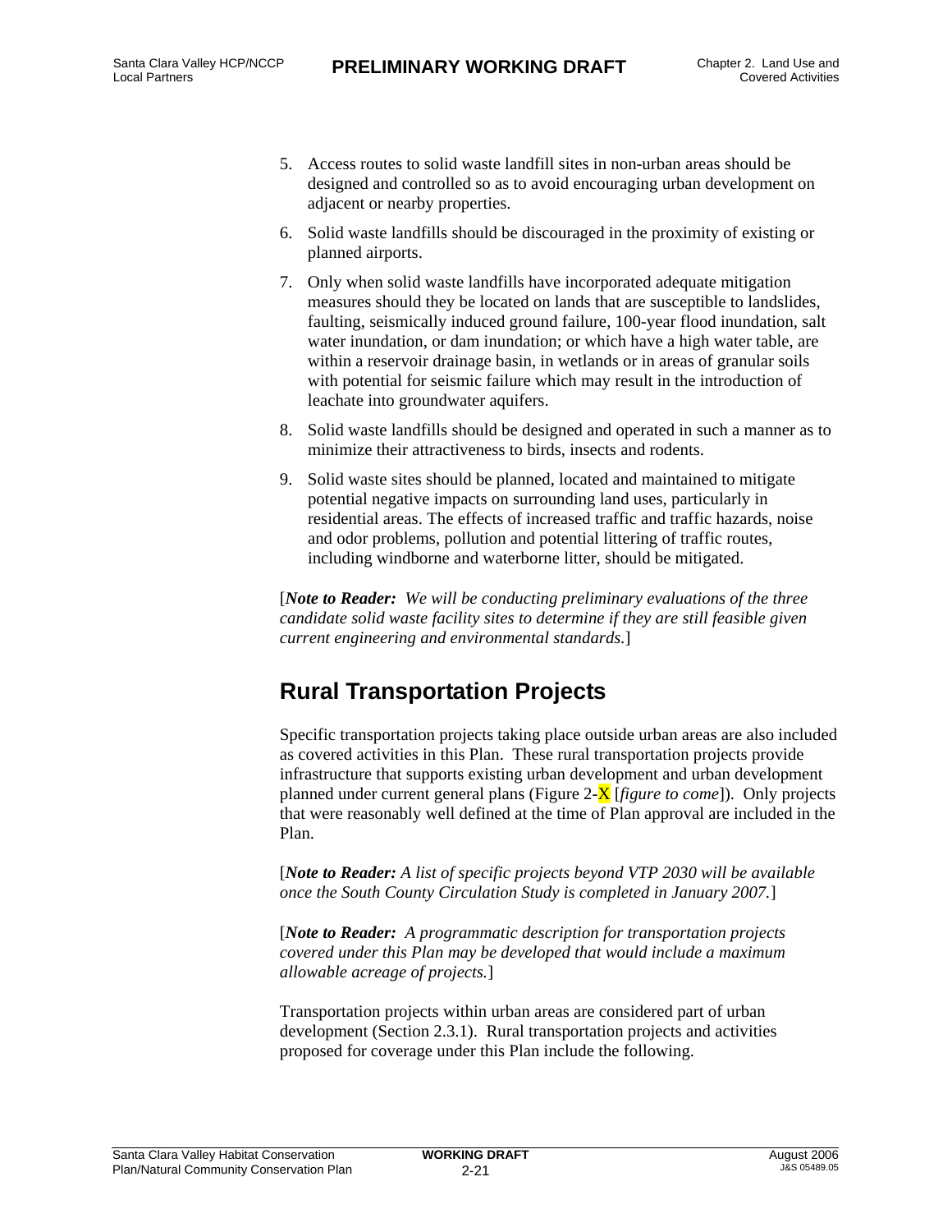5. Access routes to solid waste landfill sites in non-urban areas should be designed and controlled so as to avoid encouraging urban development on adjacent or nearby properties.

6. Solid waste landfills should be discouraged in the proximity of existing or planned airports.

7. Only when solid waste landfills have incorporated adequate mitigation measures should they be located on lands that are susceptible to landslides, faulting, seismically induced ground failure, 100-year flood inundation, salt water inundation, or dam inundation; or which have a high water table, are within a reservoir drainage basin, in wetlands or in areas of granular soils with potential for seismic failure which may result in the introduction of leachate into groundwater aquifers.

8. Solid waste landfills should be designed and operated in such a manner as to minimize their attractiveness to birds, insects and rodents.

9. Solid waste sites should be planned, located and maintained to mitigate potential negative impacts on surrounding land uses, particularly in residential areas. The effects of increased traffic and traffic hazards, noise and odor problems, pollution and potential littering of traffic routes, including windborne and waterborne litter, should be mitigated.

[***Note to Reader:*** *We will be conducting preliminary evaluations of the three candidate solid waste facility sites to determine if they are still feasible given current engineering and environmental standards.*]

# Rural Transportation Projects

Specific transportation projects taking place outside urban areas are also included as covered activities in this Plan. These rural transportation projects provide infrastructure that supports existing urban development and urban development planned under current general plans (Figure 2-X [*figure to come*]). Only projects that were reasonably well defined at the time of Plan approval are included in the Plan.

[***Note to Reader:*** *A list of specific projects beyond VTP 2030 will be available once the South County Circulation Study is completed in January 2007.*]

[***Note to Reader:*** *A programmatic description for transportation projects covered under this Plan may be developed that would include a maximum allowable acreage of projects.*]

Transportation projects within urban areas are considered part of urban development (Section 2.3.1). Rural transportation projects and activities proposed for coverage under this Plan include the following.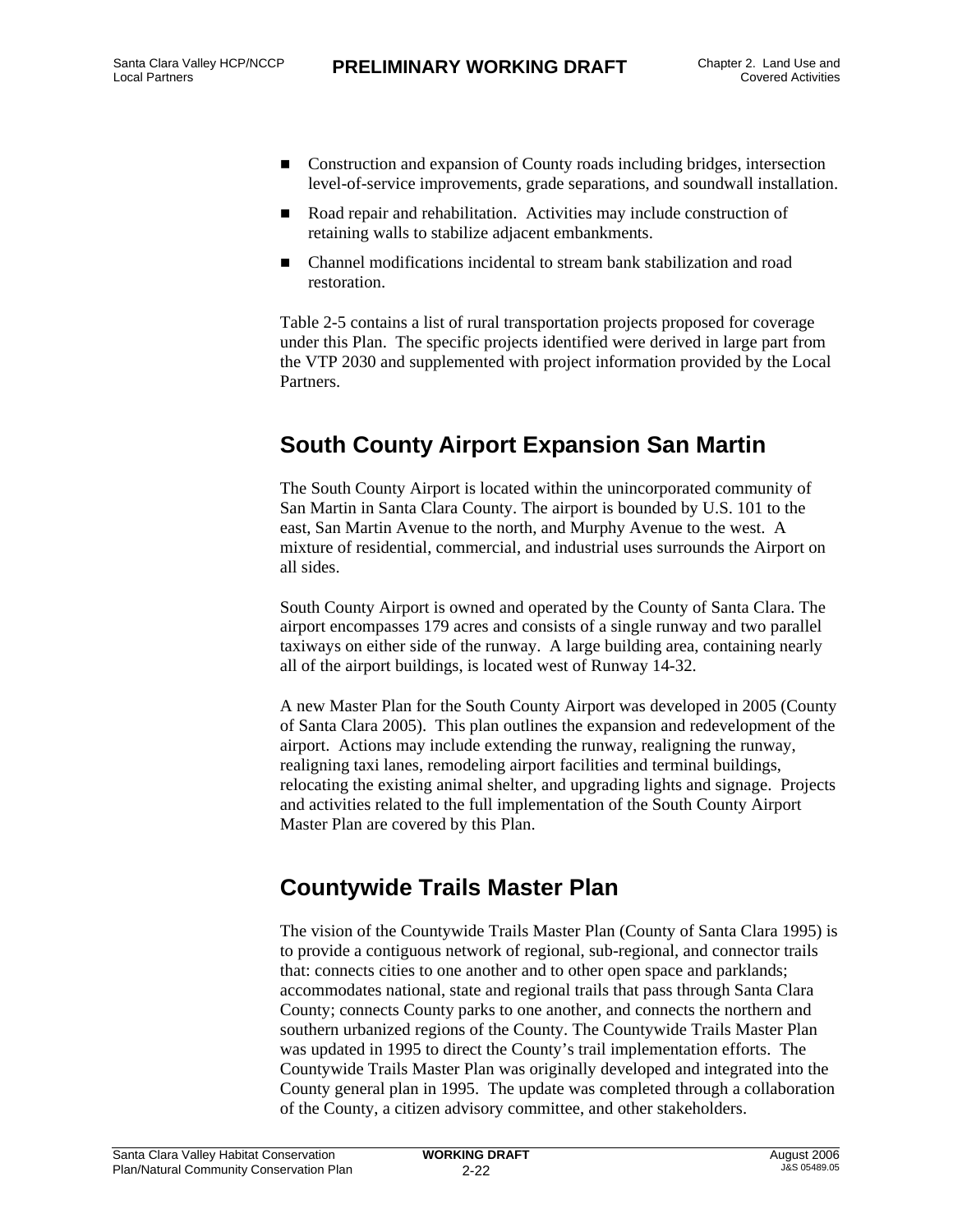- Construction and expansion of County roads including bridges, intersection level-of-service improvements, grade separations, and soundwall installation.
- Road repair and rehabilitation. Activities may include construction of retaining walls to stabilize adjacent embankments.
- Channel modifications incidental to stream bank stabilization and road restoration.

Table 2-5 contains a list of rural transportation projects proposed for coverage under this Plan. The specific projects identified were derived in large part from the VTP 2030 and supplemented with project information provided by the Local Partners.

## South County Airport Expansion San Martin

The South County Airport is located within the unincorporated community of San Martin in Santa Clara County. The airport is bounded by U.S. 101 to the east, San Martin Avenue to the north, and Murphy Avenue to the west. A mixture of residential, commercial, and industrial uses surrounds the Airport on all sides.

South County Airport is owned and operated by the County of Santa Clara. The airport encompasses 179 acres and consists of a single runway and two parallel taxiways on either side of the runway. A large building area, containing nearly all of the airport buildings, is located west of Runway 14-32.

A new Master Plan for the South County Airport was developed in 2005 (County of Santa Clara 2005). This plan outlines the expansion and redevelopment of the airport. Actions may include extending the runway, realigning the runway, realigning taxi lanes, remodeling airport facilities and terminal buildings, relocating the existing animal shelter, and upgrading lights and signage. Projects and activities related to the full implementation of the South County Airport Master Plan are covered by this Plan.

## Countywide Trails Master Plan

The vision of the Countywide Trails Master Plan (County of Santa Clara 1995) is to provide a contiguous network of regional, sub-regional, and connector trails that: connects cities to one another and to other open space and parklands; accommodates national, state and regional trails that pass through Santa Clara County; connects County parks to one another, and connects the northern and southern urbanized regions of the County. The Countywide Trails Master Plan was updated in 1995 to direct the County's trail implementation efforts. The Countywide Trails Master Plan was originally developed and integrated into the County general plan in 1995. The update was completed through a collaboration of the County, a citizen advisory committee, and other stakeholders.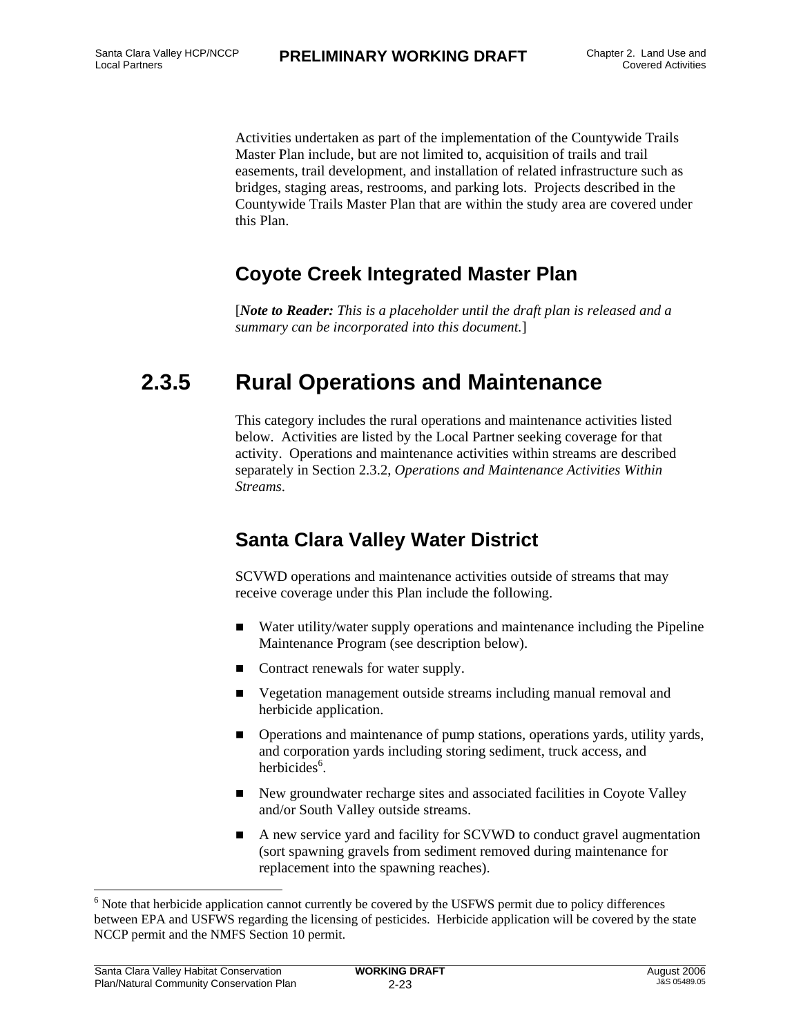Activities undertaken as part of the implementation of the Countywide Trails Master Plan include, but are not limited to, acquisition of trails and trail easements, trail development, and installation of related infrastructure such as bridges, staging areas, restrooms, and parking lots. Projects described in the Countywide Trails Master Plan that are within the study area are covered under this Plan.

## Coyote Creek Integrated Master Plan

[***Note to Reader:*** *This is a placeholder until the draft plan is released and a summary can be incorporated into this document.*]

# 2.3.5 Rural Operations and Maintenance

This category includes the rural operations and maintenance activities listed below. Activities are listed by the Local Partner seeking coverage for that activity. Operations and maintenance activities within streams are described separately in Section 2.3.2, *Operations and Maintenance Activities Within Streams*.

## Santa Clara Valley Water District

SCVWD operations and maintenance activities outside of streams that may receive coverage under this Plan include the following.

- Water utility/water supply operations and maintenance including the Pipeline Maintenance Program (see description below).
- Contract renewals for water supply.
- Vegetation management outside streams including manual removal and herbicide application.
- Operations and maintenance of pump stations, operations yards, utility yards, and corporation yards including storing sediment, truck access, and herbicides[6].
- New groundwater recharge sites and associated facilities in Coyote Valley and/or South Valley outside streams.
- A new service yard and facility for SCVWD to conduct gravel augmentation (sort spawning gravels from sediment removed during maintenance for replacement into the spawning reaches).

[6] Note that herbicide application cannot currently be covered by the USFWS permit due to policy differences between EPA and USFWS regarding the licensing of pesticides. Herbicide application will be covered by the state NCCP permit and the NMFS Section 10 permit.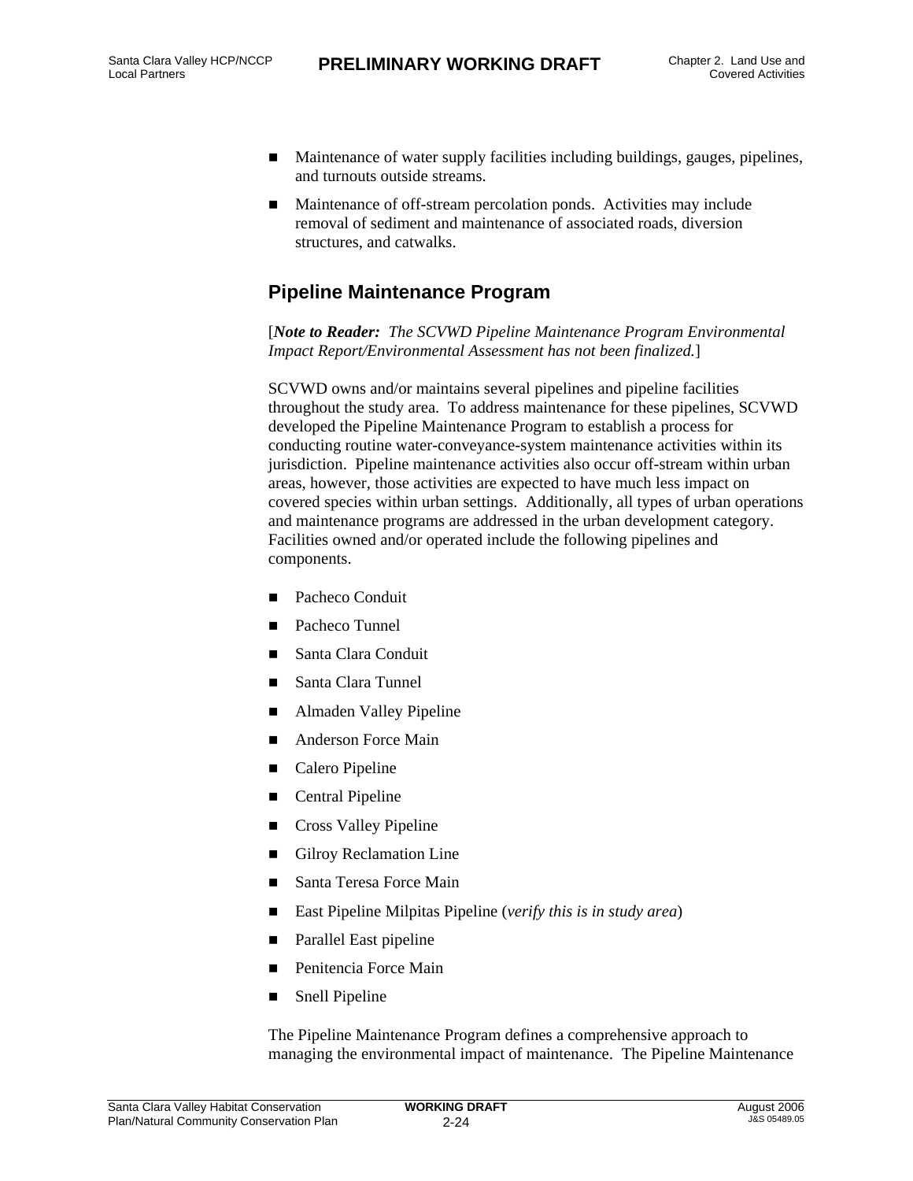- Maintenance of water supply facilities including buildings, gauges, pipelines, and turnouts outside streams.
- Maintenance of off-stream percolation ponds. Activities may include removal of sediment and maintenance of associated roads, diversion structures, and catwalks.

## Pipeline Maintenance Program

[***Note to Reader:*** *The SCVWD Pipeline Maintenance Program Environmental Impact Report/Environmental Assessment has not been finalized.*]

SCVWD owns and/or maintains several pipelines and pipeline facilities throughout the study area. To address maintenance for these pipelines, SCVWD developed the Pipeline Maintenance Program to establish a process for conducting routine water-conveyance-system maintenance activities within its jurisdiction. Pipeline maintenance activities also occur off-stream within urban areas, however, those activities are expected to have much less impact on covered species within urban settings. Additionally, all types of urban operations and maintenance programs are addressed in the urban development category. Facilities owned and/or operated include the following pipelines and components.

- Pacheco Conduit
- Pacheco Tunnel
- Santa Clara Conduit
- Santa Clara Tunnel
- Almaden Valley Pipeline
- Anderson Force Main
- Calero Pipeline
- Central Pipeline
- Cross Valley Pipeline
- Gilroy Reclamation Line
- Santa Teresa Force Main
- East Pipeline Milpitas Pipeline (*verify this is in study area*)
- Parallel East pipeline
- Penitencia Force Main
- Snell Pipeline

The Pipeline Maintenance Program defines a comprehensive approach to managing the environmental impact of maintenance. The Pipeline Maintenance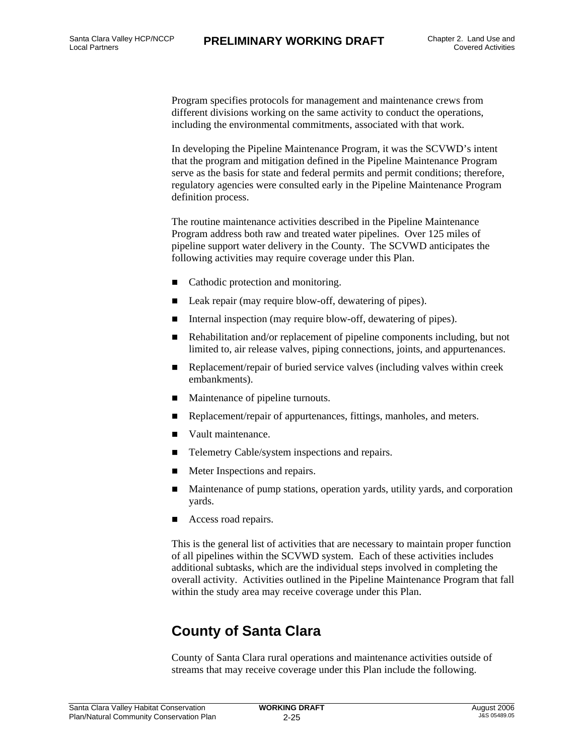Program specifies protocols for management and maintenance crews from different divisions working on the same activity to conduct the operations, including the environmental commitments, associated with that work.

In developing the Pipeline Maintenance Program, it was the SCVWD's intent that the program and mitigation defined in the Pipeline Maintenance Program serve as the basis for state and federal permits and permit conditions; therefore, regulatory agencies were consulted early in the Pipeline Maintenance Program definition process.

The routine maintenance activities described in the Pipeline Maintenance Program address both raw and treated water pipelines. Over 125 miles of pipeline support water delivery in the County. The SCVWD anticipates the following activities may require coverage under this Plan.

- Cathodic protection and monitoring.
- Leak repair (may require blow-off, dewatering of pipes).
- Internal inspection (may require blow-off, dewatering of pipes).
- Rehabilitation and/or replacement of pipeline components including, but not limited to, air release valves, piping connections, joints, and appurtenances.
- Replacement/repair of buried service valves (including valves within creek embankments).
- Maintenance of pipeline turnouts.
- Replacement/repair of appurtenances, fittings, manholes, and meters.
- Vault maintenance.
- Telemetry Cable/system inspections and repairs.
- Meter Inspections and repairs.
- Maintenance of pump stations, operation yards, utility yards, and corporation yards.
- Access road repairs.

This is the general list of activities that are necessary to maintain proper function of all pipelines within the SCVWD system. Each of these activities includes additional subtasks, which are the individual steps involved in completing the overall activity. Activities outlined in the Pipeline Maintenance Program that fall within the study area may receive coverage under this Plan.

## County of Santa Clara

County of Santa Clara rural operations and maintenance activities outside of streams that may receive coverage under this Plan include the following.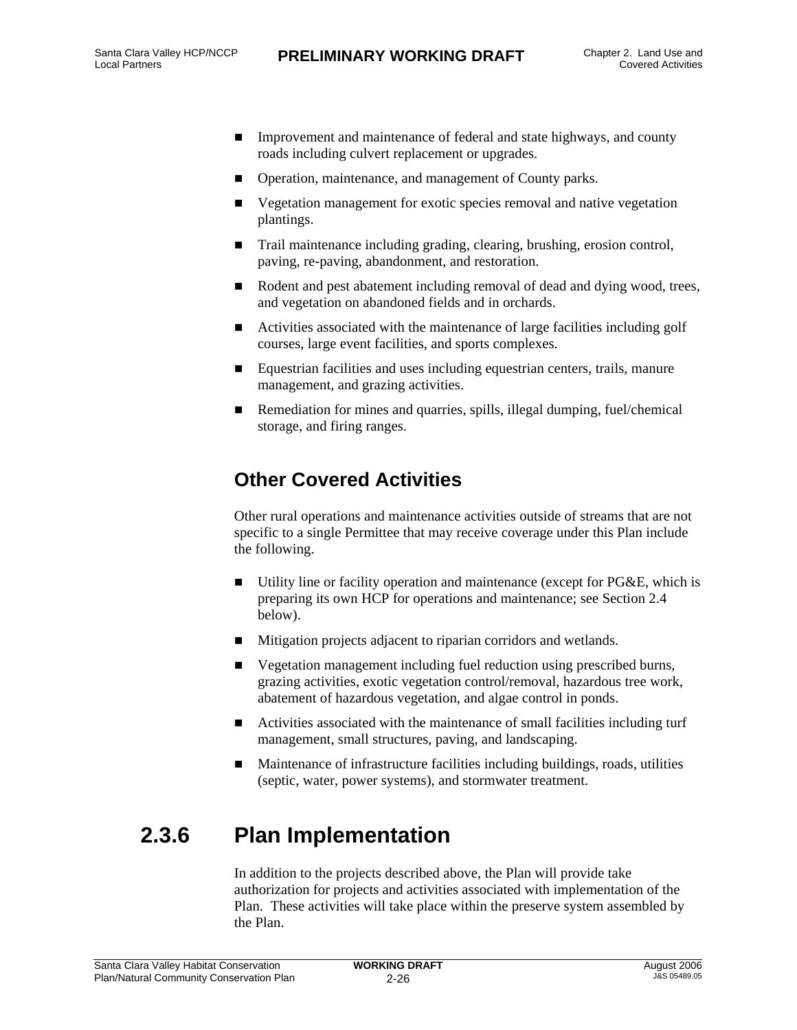- Improvement and maintenance of federal and state highways, and county roads including culvert replacement or upgrades.
- Operation, maintenance, and management of County parks.
- Vegetation management for exotic species removal and native vegetation plantings.
- Trail maintenance including grading, clearing, brushing, erosion control, paving, re-paving, abandonment, and restoration.
- Rodent and pest abatement including removal of dead and dying wood, trees, and vegetation on abandoned fields and in orchards.
- Activities associated with the maintenance of large facilities including golf courses, large event facilities, and sports complexes.
- Equestrian facilities and uses including equestrian centers, trails, manure management, and grazing activities.
- Remediation for mines and quarries, spills, illegal dumping, fuel/chemical storage, and firing ranges.

### Other Covered Activities

Other rural operations and maintenance activities outside of streams that are not specific to a single Permittee that may receive coverage under this Plan include the following.

- Utility line or facility operation and maintenance (except for PG&E, which is preparing its own HCP for operations and maintenance; see Section 2.4 below).
- Mitigation projects adjacent to riparian corridors and wetlands.
- Vegetation management including fuel reduction using prescribed burns, grazing activities, exotic vegetation control/removal, hazardous tree work, abatement of hazardous vegetation, and algae control in ponds.
- Activities associated with the maintenance of small facilities including turf management, small structures, paving, and landscaping.
- Maintenance of infrastructure facilities including buildings, roads, utilities (septic, water, power systems), and stormwater treatment.

## 2.3.6 Plan Implementation

In addition to the projects described above, the Plan will provide take authorization for projects and activities associated with implementation of the Plan. These activities will take place within the preserve system assembled by the Plan.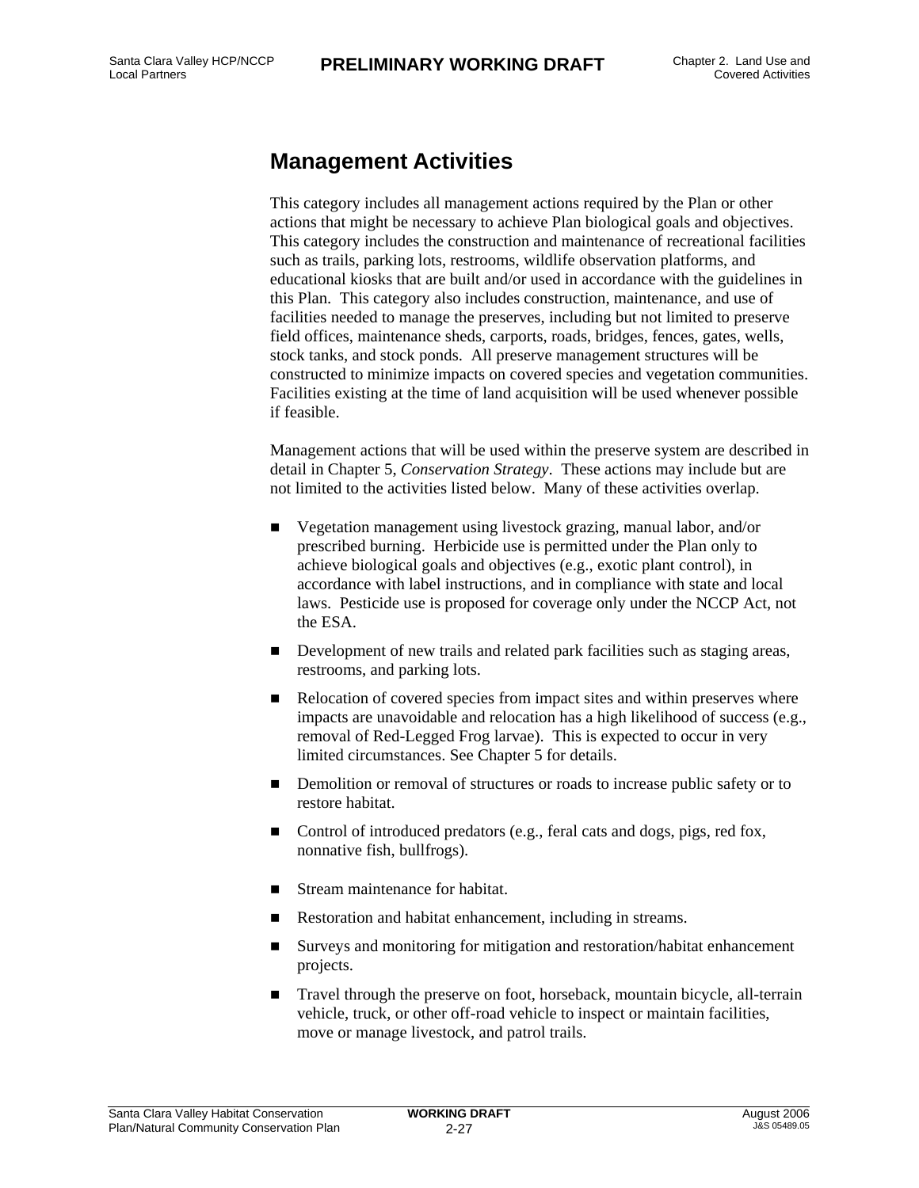## Management Activities

This category includes all management actions required by the Plan or other actions that might be necessary to achieve Plan biological goals and objectives. This category includes the construction and maintenance of recreational facilities such as trails, parking lots, restrooms, wildlife observation platforms, and educational kiosks that are built and/or used in accordance with the guidelines in this Plan. This category also includes construction, maintenance, and use of facilities needed to manage the preserves, including but not limited to preserve field offices, maintenance sheds, carports, roads, bridges, fences, gates, wells, stock tanks, and stock ponds. All preserve management structures will be constructed to minimize impacts on covered species and vegetation communities. Facilities existing at the time of land acquisition will be used whenever possible if feasible.

Management actions that will be used within the preserve system are described in detail in Chapter 5, *Conservation Strategy*. These actions may include but are not limited to the activities listed below. Many of these activities overlap.

- Vegetation management using livestock grazing, manual labor, and/or prescribed burning. Herbicide use is permitted under the Plan only to achieve biological goals and objectives (e.g., exotic plant control), in accordance with label instructions, and in compliance with state and local laws. Pesticide use is proposed for coverage only under the NCCP Act, not the ESA.
- Development of new trails and related park facilities such as staging areas, restrooms, and parking lots.
- Relocation of covered species from impact sites and within preserves where impacts are unavoidable and relocation has a high likelihood of success (e.g., removal of Red-Legged Frog larvae). This is expected to occur in very limited circumstances. See Chapter 5 for details.
- Demolition or removal of structures or roads to increase public safety or to restore habitat.
- Control of introduced predators (e.g., feral cats and dogs, pigs, red fox, nonnative fish, bullfrogs).
- Stream maintenance for habitat.
- Restoration and habitat enhancement, including in streams.
- Surveys and monitoring for mitigation and restoration/habitat enhancement projects.
- Travel through the preserve on foot, horseback, mountain bicycle, all-terrain vehicle, truck, or other off-road vehicle to inspect or maintain facilities, move or manage livestock, and patrol trails.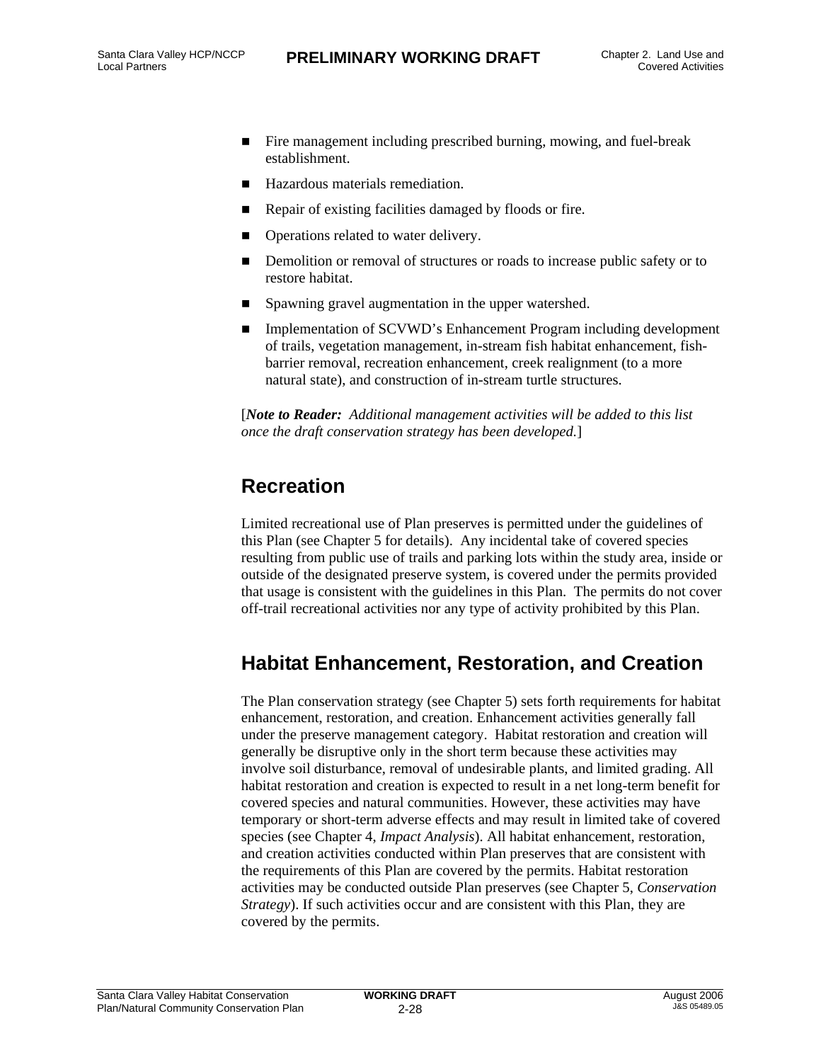- Fire management including prescribed burning, mowing, and fuel-break establishment.
- Hazardous materials remediation.
- Repair of existing facilities damaged by floods or fire.
- Operations related to water delivery.
- Demolition or removal of structures or roads to increase public safety or to restore habitat.
- Spawning gravel augmentation in the upper watershed.
- Implementation of SCVWD's Enhancement Program including development of trails, vegetation management, in-stream fish habitat enhancement, fish-barrier removal, recreation enhancement, creek realignment (to a more natural state), and construction of in-stream turtle structures.

[***Note to Reader:*** *Additional management activities will be added to this list once the draft conservation strategy has been developed.*]

## Recreation

Limited recreational use of Plan preserves is permitted under the guidelines of this Plan (see Chapter 5 for details). Any incidental take of covered species resulting from public use of trails and parking lots within the study area, inside or outside of the designated preserve system, is covered under the permits provided that usage is consistent with the guidelines in this Plan. The permits do not cover off-trail recreational activities nor any type of activity prohibited by this Plan.

## Habitat Enhancement, Restoration, and Creation

The Plan conservation strategy (see Chapter 5) sets forth requirements for habitat enhancement, restoration, and creation. Enhancement activities generally fall under the preserve management category. Habitat restoration and creation will generally be disruptive only in the short term because these activities may involve soil disturbance, removal of undesirable plants, and limited grading. All habitat restoration and creation is expected to result in a net long-term benefit for covered species and natural communities. However, these activities may have temporary or short-term adverse effects and may result in limited take of covered species (see Chapter 4, *Impact Analysis*). All habitat enhancement, restoration, and creation activities conducted within Plan preserves that are consistent with the requirements of this Plan are covered by the permits. Habitat restoration activities may be conducted outside Plan preserves (see Chapter 5, *Conservation Strategy*). If such activities occur and are consistent with this Plan, they are covered by the permits.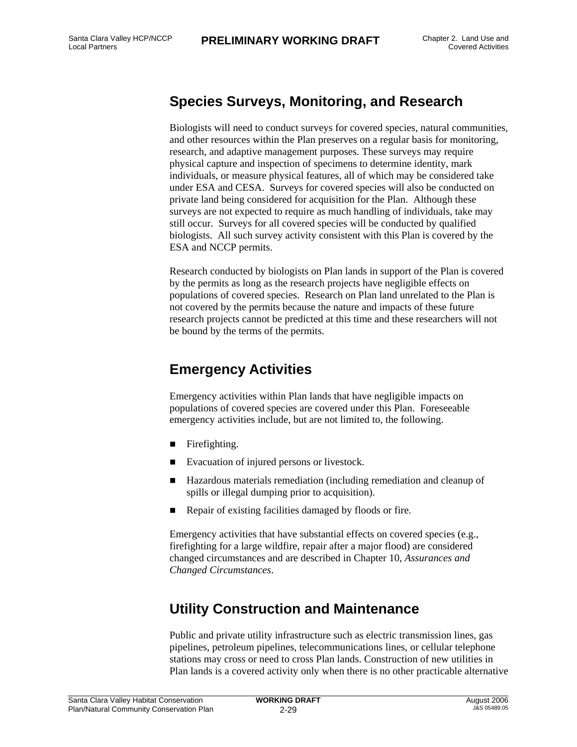## Species Surveys, Monitoring, and Research

Biologists will need to conduct surveys for covered species, natural communities, and other resources within the Plan preserves on a regular basis for monitoring, research, and adaptive management purposes. These surveys may require physical capture and inspection of specimens to determine identity, mark individuals, or measure physical features, all of which may be considered take under ESA and CESA. Surveys for covered species will also be conducted on private land being considered for acquisition for the Plan. Although these surveys are not expected to require as much handling of individuals, take may still occur. Surveys for all covered species will be conducted by qualified biologists. All such survey activity consistent with this Plan is covered by the ESA and NCCP permits.

Research conducted by biologists on Plan lands in support of the Plan is covered by the permits as long as the research projects have negligible effects on populations of covered species. Research on Plan land unrelated to the Plan is not covered by the permits because the nature and impacts of these future research projects cannot be predicted at this time and these researchers will not be bound by the terms of the permits.

## Emergency Activities

Emergency activities within Plan lands that have negligible impacts on populations of covered species are covered under this Plan. Foreseeable emergency activities include, but are not limited to, the following.

- Firefighting.
- Evacuation of injured persons or livestock.
- Hazardous materials remediation (including remediation and cleanup of spills or illegal dumping prior to acquisition).
- Repair of existing facilities damaged by floods or fire.

Emergency activities that have substantial effects on covered species (e.g., firefighting for a large wildfire, repair after a major flood) are considered changed circumstances and are described in Chapter 10, *Assurances and Changed Circumstances*.

## Utility Construction and Maintenance

Public and private utility infrastructure such as electric transmission lines, gas pipelines, petroleum pipelines, telecommunications lines, or cellular telephone stations may cross or need to cross Plan lands. Construction of new utilities in Plan lands is a covered activity only when there is no other practicable alternative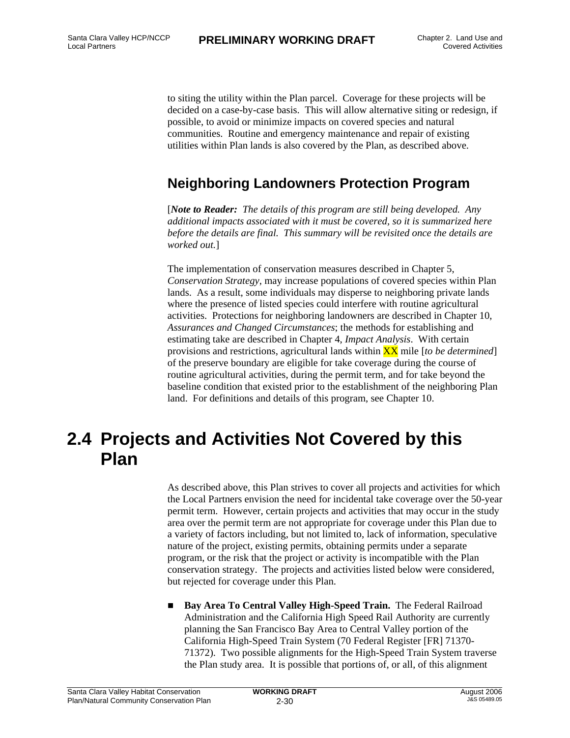to siting the utility within the Plan parcel. Coverage for these projects will be decided on a case-by-case basis. This will allow alternative siting or redesign, if possible, to avoid or minimize impacts on covered species and natural communities. Routine and emergency maintenance and repair of existing utilities within Plan lands is also covered by the Plan, as described above.

### Neighboring Landowners Protection Program

[***Note to Reader:*** *The details of this program are still being developed. Any additional impacts associated with it must be covered, so it is summarized here before the details are final. This summary will be revisited once the details are worked out.*]

The implementation of conservation measures described in Chapter 5, *Conservation Strategy*, may increase populations of covered species within Plan lands. As a result, some individuals may disperse to neighboring private lands where the presence of listed species could interfere with routine agricultural activities. Protections for neighboring landowners are described in Chapter 10, *Assurances and Changed Circumstances*; the methods for establishing and estimating take are described in Chapter 4, *Impact Analysis*. With certain provisions and restrictions, agricultural lands within XX mile [*to be determined*] of the preserve boundary are eligible for take coverage during the course of routine agricultural activities, during the permit term, and for take beyond the baseline condition that existed prior to the establishment of the neighboring Plan land. For definitions and details of this program, see Chapter 10.

## 2.4 Projects and Activities Not Covered by this Plan

As described above, this Plan strives to cover all projects and activities for which the Local Partners envision the need for incidental take coverage over the 50-year permit term. However, certain projects and activities that may occur in the study area over the permit term are not appropriate for coverage under this Plan due to a variety of factors including, but not limited to, lack of information, speculative nature of the project, existing permits, obtaining permits under a separate program, or the risk that the project or activity is incompatible with the Plan conservation strategy. The projects and activities listed below were considered, but rejected for coverage under this Plan.

- **Bay Area To Central Valley High-Speed Train.** The Federal Railroad Administration and the California High Speed Rail Authority are currently planning the San Francisco Bay Area to Central Valley portion of the California High-Speed Train System (70 Federal Register [FR] 71370-71372). Two possible alignments for the High-Speed Train System traverse the Plan study area. It is possible that portions of, or all, of this alignment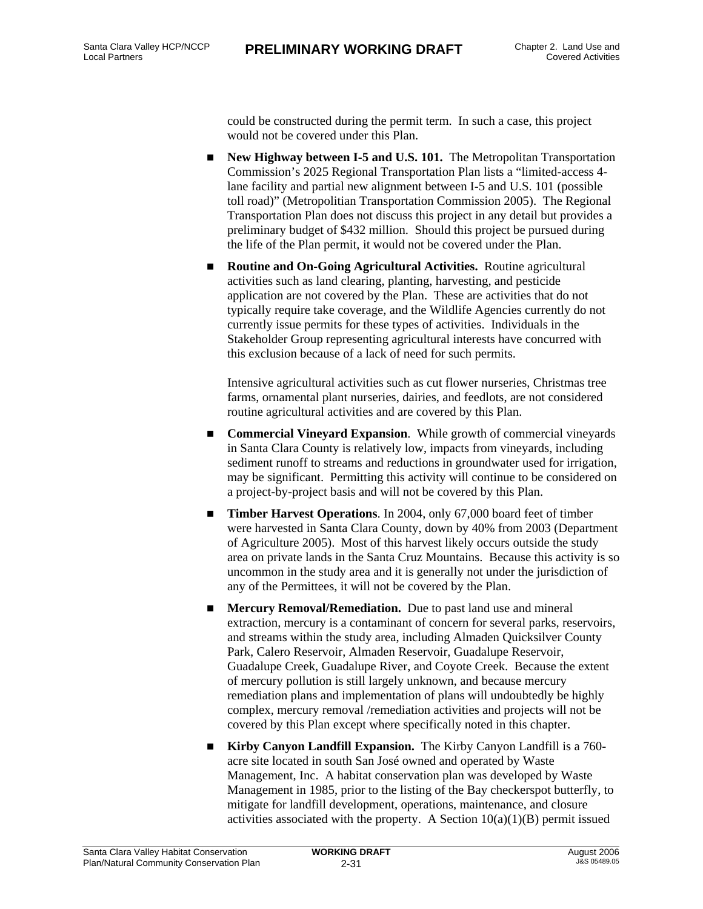could be constructed during the permit term. In such a case, this project would not be covered under this Plan.

- **New Highway between I-5 and U.S. 101.** The Metropolitan Transportation Commission's 2025 Regional Transportation Plan lists a "limited-access 4-lane facility and partial new alignment between I-5 and U.S. 101 (possible toll road)" (Metropolitan Transportation Commission 2005). The Regional Transportation Plan does not discuss this project in any detail but provides a preliminary budget of $432 million. Should this project be pursued during the life of the Plan permit, it would not be covered under the Plan.

- **Routine and On-Going Agricultural Activities.** Routine agricultural activities such as land clearing, planting, harvesting, and pesticide application are not covered by the Plan. These are activities that do not typically require take coverage, and the Wildlife Agencies currently do not currently issue permits for these types of activities. Individuals in the Stakeholder Group representing agricultural interests have concurred with this exclusion because of a lack of need for such permits.

  Intensive agricultural activities such as cut flower nurseries, Christmas tree farms, ornamental plant nurseries, dairies, and feedlots, are not considered routine agricultural activities and are covered by this Plan.

- **Commercial Vineyard Expansion**. While growth of commercial vineyards in Santa Clara County is relatively low, impacts from vineyards, including sediment runoff to streams and reductions in groundwater used for irrigation, may be significant. Permitting this activity will continue to be considered on a project-by-project basis and will not be covered by this Plan.

- **Timber Harvest Operations**. In 2004, only 67,000 board feet of timber were harvested in Santa Clara County, down by 40% from 2003 (Department of Agriculture 2005). Most of this harvest likely occurs outside the study area on private lands in the Santa Cruz Mountains. Because this activity is so uncommon in the study area and it is generally not under the jurisdiction of any of the Permittees, it will not be covered by the Plan.

- **Mercury Removal/Remediation.** Due to past land use and mineral extraction, mercury is a contaminant of concern for several parks, reservoirs, and streams within the study area, including Almaden Quicksilver County Park, Calero Reservoir, Almaden Reservoir, Guadalupe Reservoir, Guadalupe Creek, Guadalupe River, and Coyote Creek. Because the extent of mercury pollution is still largely unknown, and because mercury remediation plans and implementation of plans will undoubtedly be highly complex, mercury removal /remediation activities and projects will not be covered by this Plan except where specifically noted in this chapter.

- **Kirby Canyon Landfill Expansion.** The Kirby Canyon Landfill is a 760-acre site located in south San José owned and operated by Waste Management, Inc. A habitat conservation plan was developed by Waste Management in 1985, prior to the listing of the Bay checkerspot butterfly, to mitigate for landfill development, operations, maintenance, and closure activities associated with the property. A Section 10(a)(1)(B) permit issued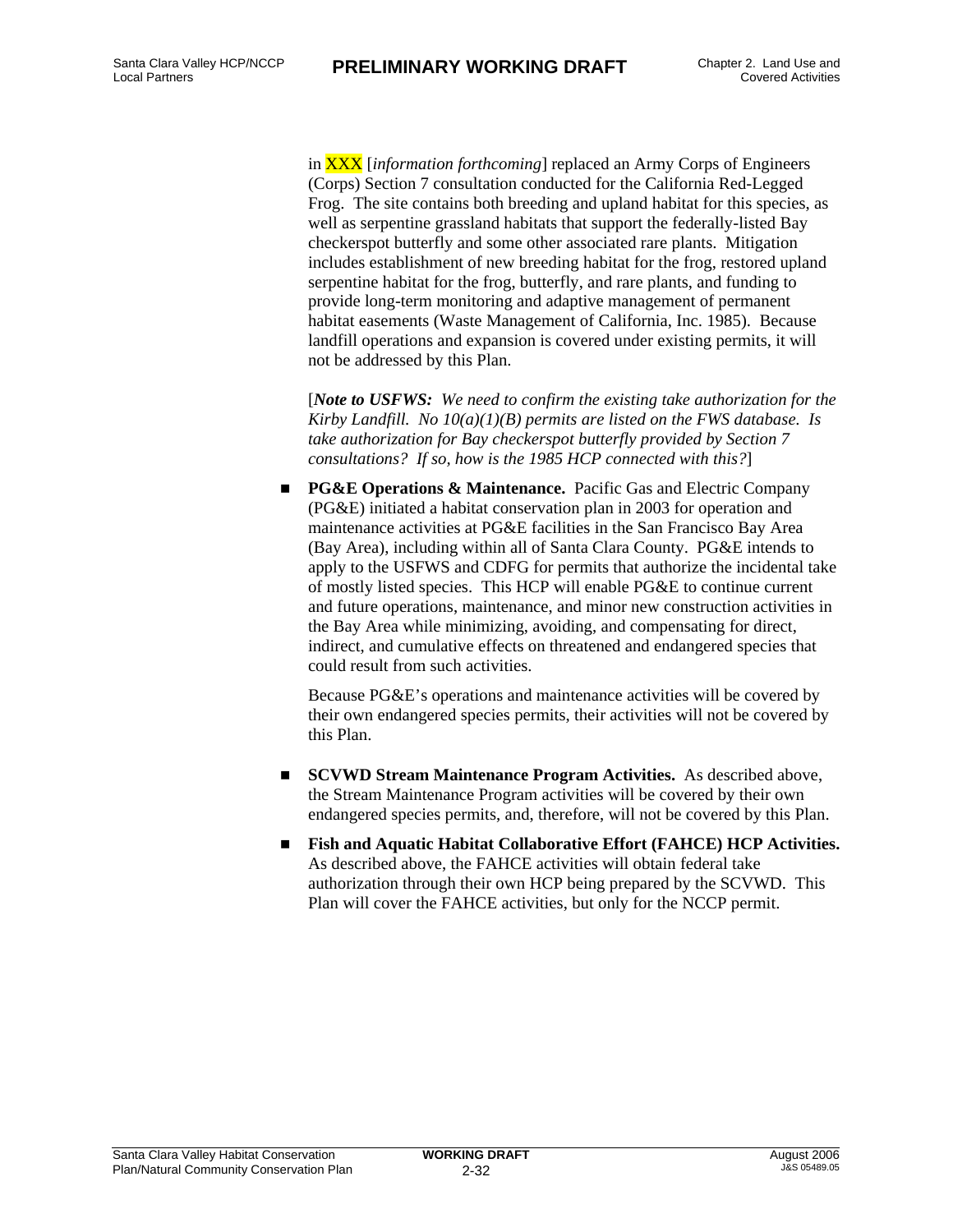in XXX [*information forthcoming*] replaced an Army Corps of Engineers (Corps) Section 7 consultation conducted for the California Red-Legged Frog. The site contains both breeding and upland habitat for this species, as well as serpentine grassland habitats that support the federally-listed Bay checkerspot butterfly and some other associated rare plants. Mitigation includes establishment of new breeding habitat for the frog, restored upland serpentine habitat for the frog, butterfly, and rare plants, and funding to provide long-term monitoring and adaptive management of permanent habitat easements (Waste Management of California, Inc. 1985). Because landfill operations and expansion is covered under existing permits, it will not be addressed by this Plan.

[***Note to USFWS:*** *We need to confirm the existing take authorization for the Kirby Landfill. No 10(a)(1)(B) permits are listed on the FWS database. Is take authorization for Bay checkerspot butterfly provided by Section 7 consultations? If so, how is the 1985 HCP connected with this?*]

- **PG&E Operations & Maintenance.** Pacific Gas and Electric Company (PG&E) initiated a habitat conservation plan in 2003 for operation and maintenance activities at PG&E facilities in the San Francisco Bay Area (Bay Area), including within all of Santa Clara County. PG&E intends to apply to the USFWS and CDFG for permits that authorize the incidental take of mostly listed species. This HCP will enable PG&E to continue current and future operations, maintenance, and minor new construction activities in the Bay Area while minimizing, avoiding, and compensating for direct, indirect, and cumulative effects on threatened and endangered species that could result from such activities.

  Because PG&E's operations and maintenance activities will be covered by their own endangered species permits, their activities will not be covered by this Plan.

- **SCVWD Stream Maintenance Program Activities.** As described above, the Stream Maintenance Program activities will be covered by their own endangered species permits, and, therefore, will not be covered by this Plan.

- **Fish and Aquatic Habitat Collaborative Effort (FAHCE) HCP Activities.** As described above, the FAHCE activities will obtain federal take authorization through their own HCP being prepared by the SCVWD. This Plan will cover the FAHCE activities, but only for the NCCP permit.